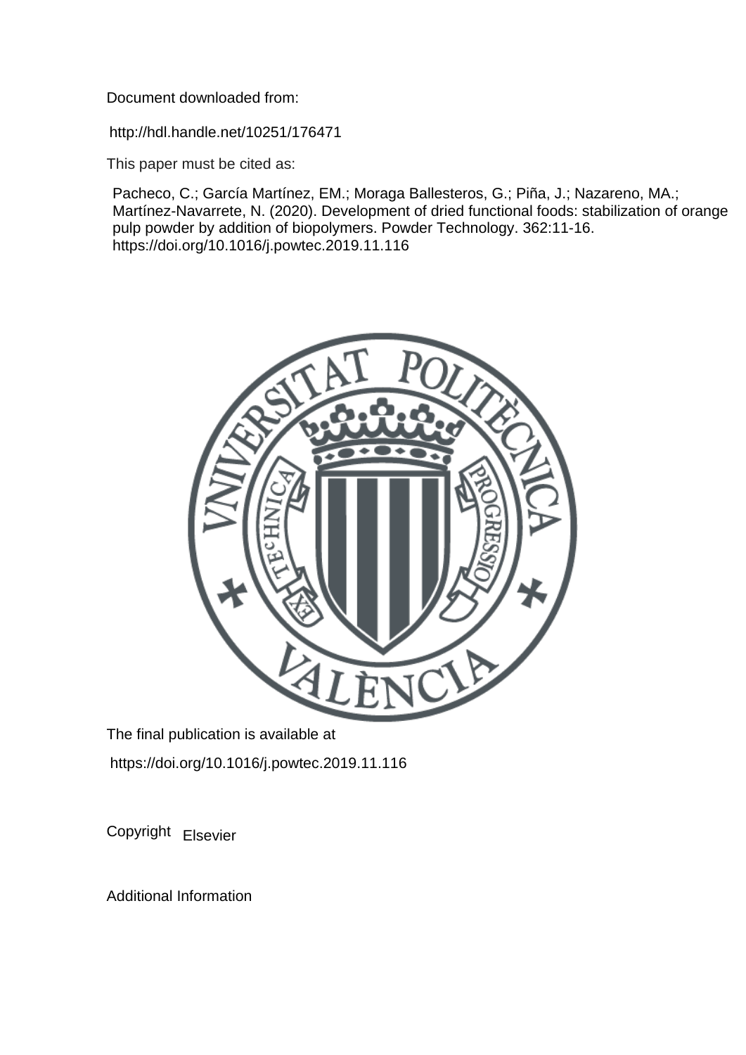Document downloaded from:

http://hdl.handle.net/10251/176471

This paper must be cited as:

Pacheco, C.; García Martínez, EM.; Moraga Ballesteros, G.; Piña, J.; Nazareno, MA.; Martínez-Navarrete, N. (2020). Development of dried functional foods: stabilization of orange pulp powder by addition of biopolymers. Powder Technology. 362:11-16. https://doi.org/10.1016/j.powtec.2019.11.116

The final publication is available at

https://doi.org/10.1016/j.powtec.2019.11.116

Copyright Elsevier

Additional Information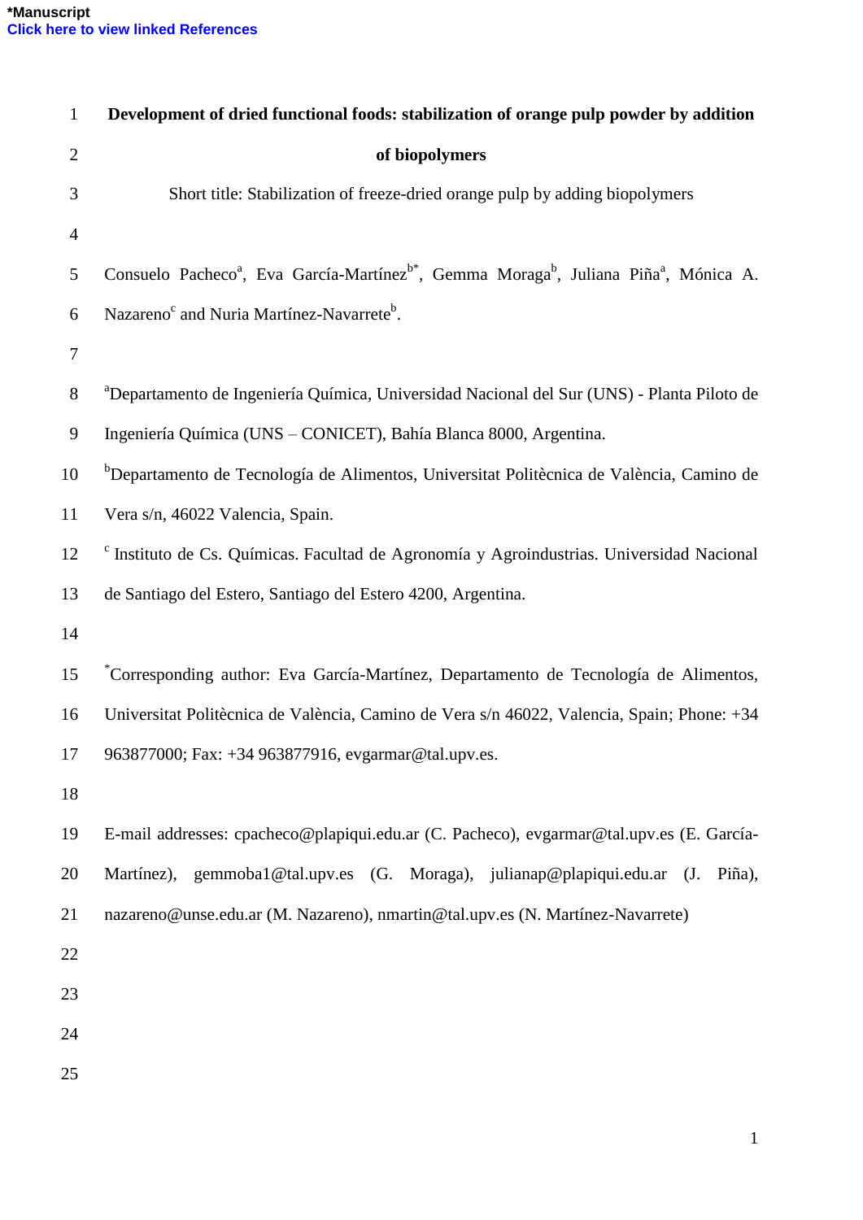**Development of dried functional foods: stabilization of orange pulp powder by addition of biopolymers**

Short title: Stabilization of freeze-dried orange pulp by adding biopolymers

Consuelo Pacheco[a], Eva García-Martínez[b*], Gemma Moraga[b], Juliana Piña[a], Mónica A. Nazareno[c] and Nuria Martínez-Navarrete[b].

[a]Departamento de Ingeniería Química, Universidad Nacional del Sur (UNS) - Planta Piloto de Ingeniería Química (UNS – CONICET), Bahía Blanca 8000, Argentina.

[b]Departamento de Tecnología de Alimentos, Universitat Politècnica de València, Camino de Vera s/n, 46022 Valencia, Spain.

[c] Instituto de Cs. Químicas. Facultad de Agronomía y Agroindustrias. Universidad Nacional de Santiago del Estero, Santiago del Estero 4200, Argentina.

[*]Corresponding author: Eva García-Martínez, Departamento de Tecnología de Alimentos, Universitat Politècnica de València, Camino de Vera s/n 46022, Valencia, Spain; Phone: +34 963877000; Fax: +34 963877916, evgarmar@tal.upv.es.

E-mail addresses: cpacheco@plapiqui.edu.ar (C. Pacheco), evgarmar@tal.upv.es (E. García-Martínez), gemmoba1@tal.upv.es (G. Moraga), julianap@plapiqui.edu.ar (J. Piña), nazareno@unse.edu.ar (M. Nazareno), nmartin@tal.upv.es (N. Martínez-Navarrete)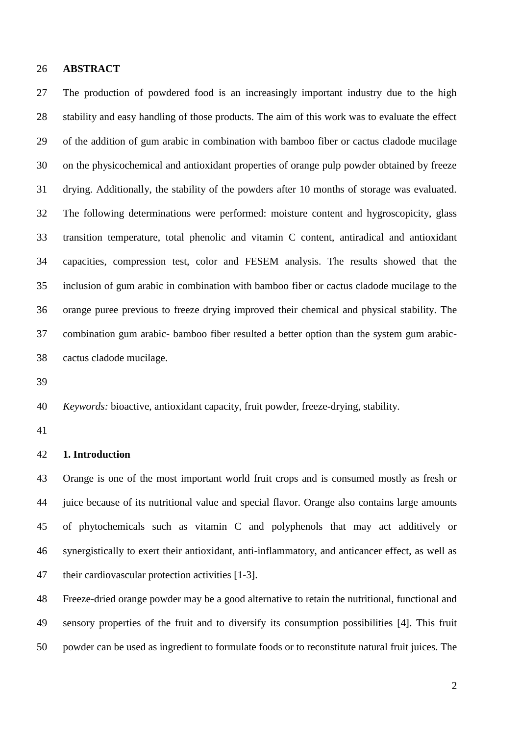## ABSTRACT

The production of powdered food is an increasingly important industry due to the high stability and easy handling of those products. The aim of this work was to evaluate the effect of the addition of gum arabic in combination with bamboo fiber or cactus cladode mucilage on the physicochemical and antioxidant properties of orange pulp powder obtained by freeze drying. Additionally, the stability of the powders after 10 months of storage was evaluated. The following determinations were performed: moisture content and hygroscopicity, glass transition temperature, total phenolic and vitamin C content, antiradical and antioxidant capacities, compression test, color and FESEM analysis. The results showed that the inclusion of gum arabic in combination with bamboo fiber or cactus cladode mucilage to the orange puree previous to freeze drying improved their chemical and physical stability. The combination gum arabic- bamboo fiber resulted a better option than the system gum arabic-cactus cladode mucilage.

*Keywords:* bioactive, antioxidant capacity, fruit powder, freeze-drying, stability.

## 1. Introduction

Orange is one of the most important world fruit crops and is consumed mostly as fresh or juice because of its nutritional value and special flavor. Orange also contains large amounts of phytochemicals such as vitamin C and polyphenols that may act additively or synergistically to exert their antioxidant, anti-inflammatory, and anticancer effect, as well as their cardiovascular protection activities [1-3].

Freeze-dried orange powder may be a good alternative to retain the nutritional, functional and sensory properties of the fruit and to diversify its consumption possibilities [4]. This fruit powder can be used as ingredient to formulate foods or to reconstitute natural fruit juices. The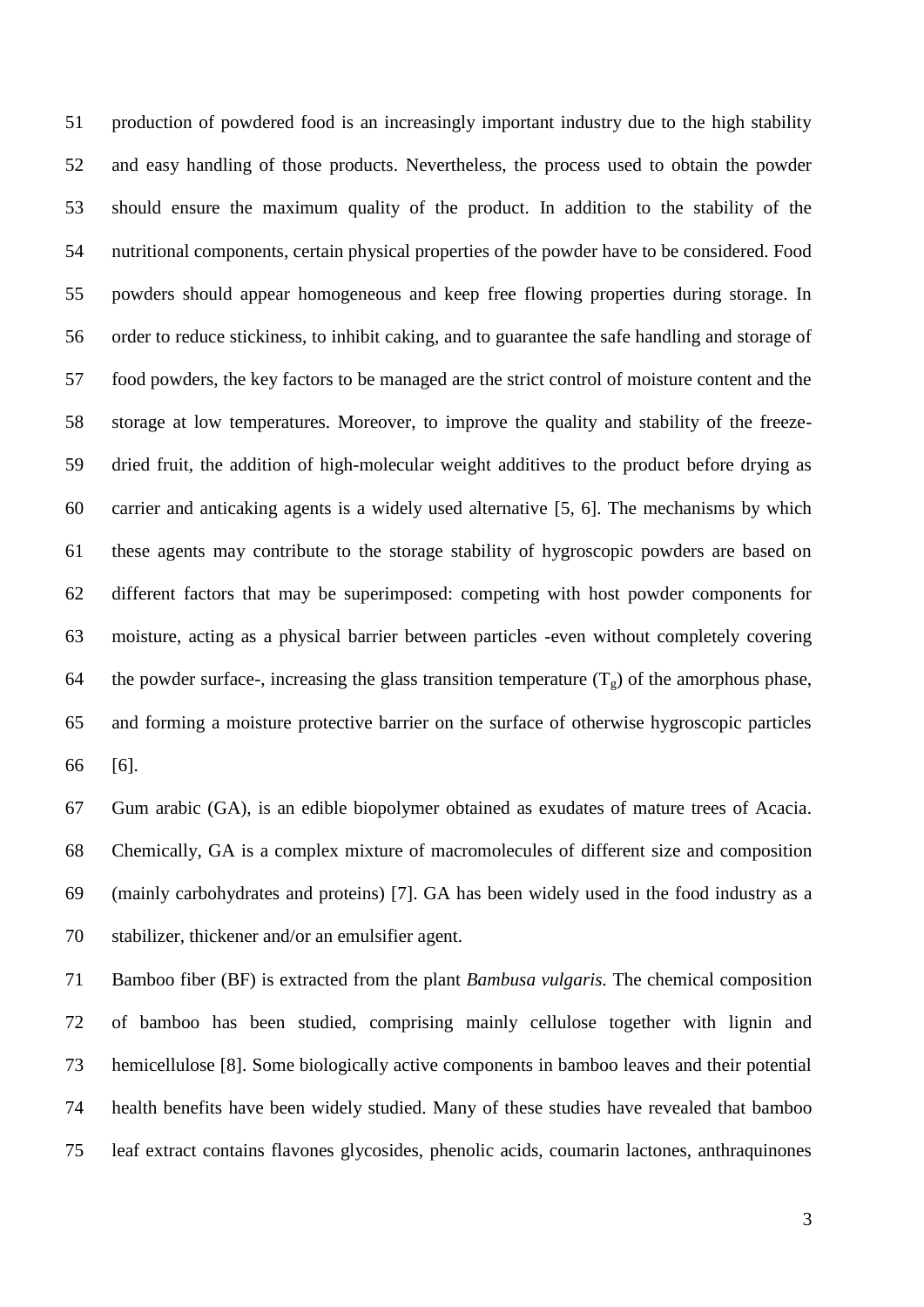production of powdered food is an increasingly important industry due to the high stability and easy handling of those products. Nevertheless, the process used to obtain the powder should ensure the maximum quality of the product. In addition to the stability of the nutritional components, certain physical properties of the powder have to be considered. Food powders should appear homogeneous and keep free flowing properties during storage. In order to reduce stickiness, to inhibit caking, and to guarantee the safe handling and storage of food powders, the key factors to be managed are the strict control of moisture content and the storage at low temperatures. Moreover, to improve the quality and stability of the freeze-dried fruit, the addition of high-molecular weight additives to the product before drying as carrier and anticaking agents is a widely used alternative [5, 6]. The mechanisms by which these agents may contribute to the storage stability of hygroscopic powders are based on different factors that may be superimposed: competing with host powder components for moisture, acting as a physical barrier between particles -even without completely covering the powder surface-, increasing the glass transition temperature ($T_g$) of the amorphous phase, and forming a moisture protective barrier on the surface of otherwise hygroscopic particles [6].

Gum arabic (GA), is an edible biopolymer obtained as exudates of mature trees of Acacia. Chemically, GA is a complex mixture of macromolecules of different size and composition (mainly carbohydrates and proteins) [7]. GA has been widely used in the food industry as a stabilizer, thickener and/or an emulsifier agent.

Bamboo fiber (BF) is extracted from the plant *Bambusa vulgaris.* The chemical composition of bamboo has been studied, comprising mainly cellulose together with lignin and hemicellulose [8]. Some biologically active components in bamboo leaves and their potential health benefits have been widely studied. Many of these studies have revealed that bamboo leaf extract contains flavones glycosides, phenolic acids, coumarin lactones, anthraquinones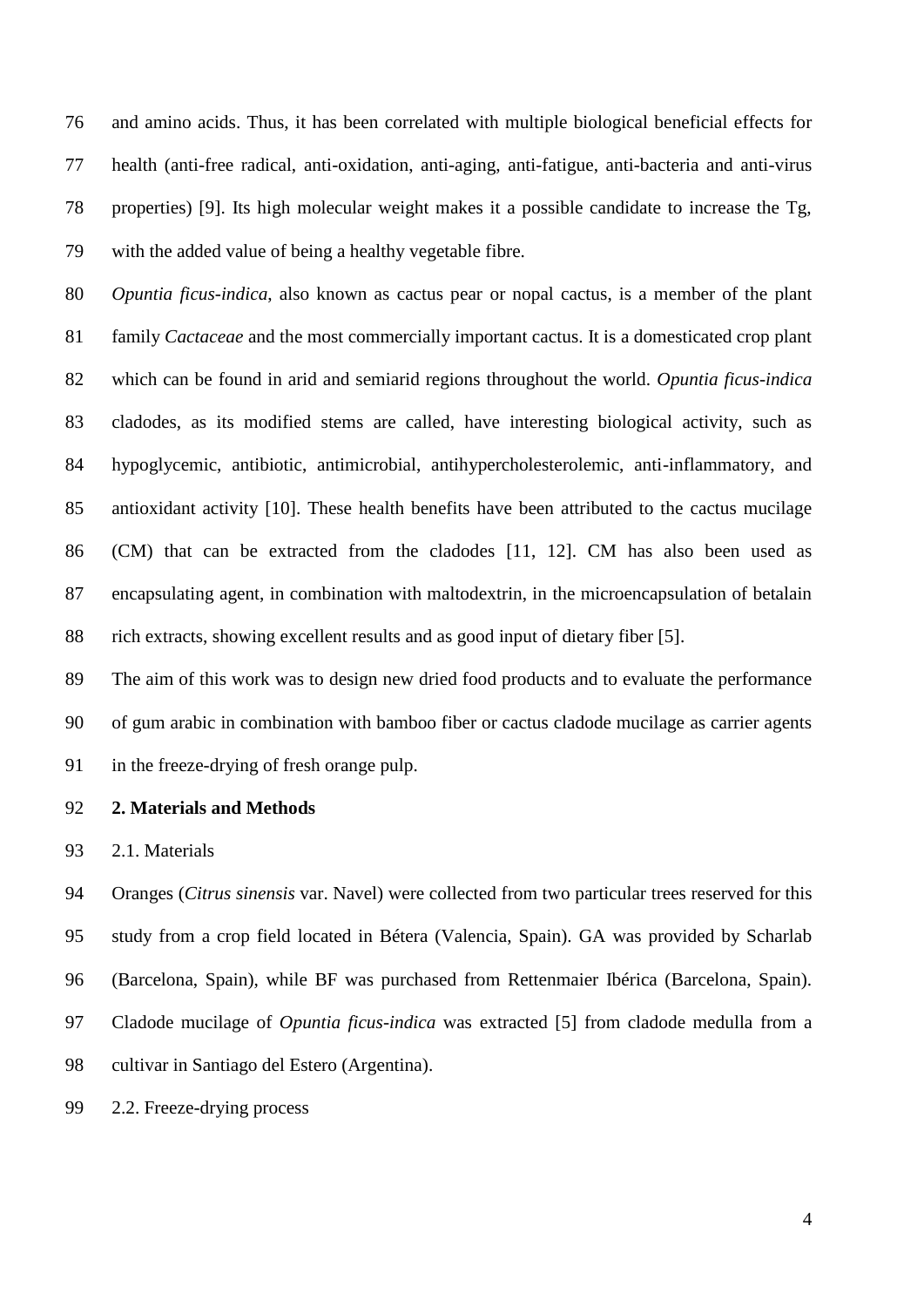and amino acids. Thus, it has been correlated with multiple biological beneficial effects for health (anti-free radical, anti-oxidation, anti-aging, anti-fatigue, anti-bacteria and anti-virus properties) [9]. Its high molecular weight makes it a possible candidate to increase the Tg, with the added value of being a healthy vegetable fibre.

*Opuntia ficus-indica*, also known as cactus pear or nopal cactus, is a member of the plant family *Cactaceae* and the most commercially important cactus. It is a domesticated crop plant which can be found in arid and semiarid regions throughout the world. *Opuntia ficus-indica* cladodes, as its modified stems are called, have interesting biological activity, such as hypoglycemic, antibiotic, antimicrobial, antihypercholesterolemic, anti-inflammatory, and antioxidant activity [10]. These health benefits have been attributed to the cactus mucilage (CM) that can be extracted from the cladodes [11, 12]. CM has also been used as encapsulating agent, in combination with maltodextrin, in the microencapsulation of betalain rich extracts, showing excellent results and as good input of dietary fiber [5].

The aim of this work was to design new dried food products and to evaluate the performance of gum arabic in combination with bamboo fiber or cactus cladode mucilage as carrier agents in the freeze-drying of fresh orange pulp.

## 2. Materials and Methods

### 2.1. Materials

Oranges (*Citrus sinensis* var. Navel) were collected from two particular trees reserved for this study from a crop field located in Bétera (Valencia, Spain). GA was provided by Scharlab (Barcelona, Spain), while BF was purchased from Rettenmaier Ibérica (Barcelona, Spain). Cladode mucilage of *Opuntia ficus-indica* was extracted [5] from cladode medulla from a cultivar in Santiago del Estero (Argentina).

### 2.2. Freeze-drying process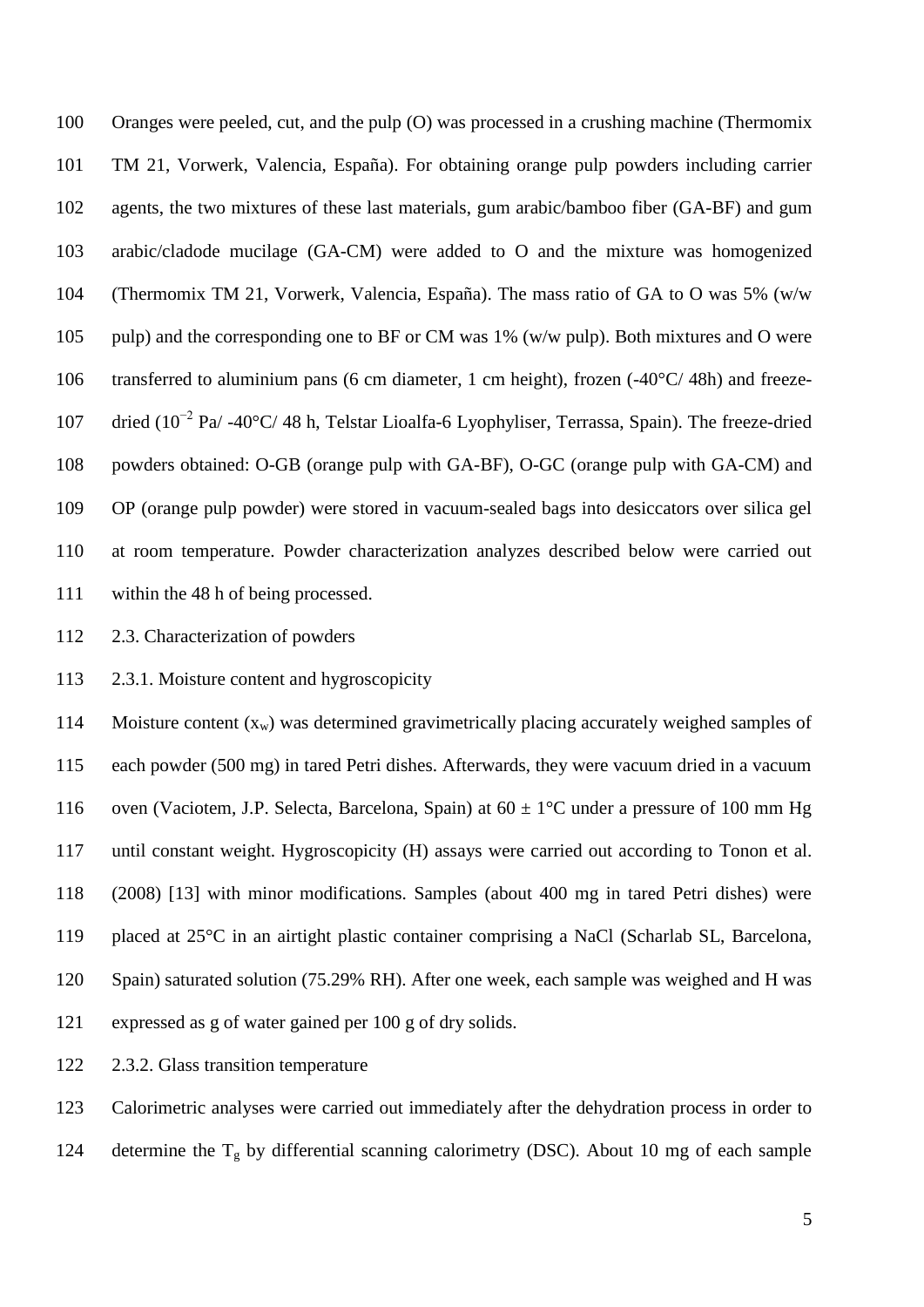Oranges were peeled, cut, and the pulp (O) was processed in a crushing machine (Thermomix TM 21, Vorwerk, Valencia, España). For obtaining orange pulp powders including carrier agents, the two mixtures of these last materials, gum arabic/bamboo fiber (GA-BF) and gum arabic/cladode mucilage (GA-CM) were added to O and the mixture was homogenized (Thermomix TM 21, Vorwerk, Valencia, España). The mass ratio of GA to O was 5% (w/w pulp) and the corresponding one to BF or CM was 1% (w/w pulp). Both mixtures and O were transferred to aluminium pans (6 cm diameter, 1 cm height), frozen (-40°C/ 48h) and freeze-dried ($10^{-2}$ Pa/ -40°C/ 48 h, Telstar Lioalfa-6 Lyophyliser, Terrassa, Spain). The freeze-dried powders obtained: O-GB (orange pulp with GA-BF), O-GC (orange pulp with GA-CM) and OP (orange pulp powder) were stored in vacuum-sealed bags into desiccators over silica gel at room temperature. Powder characterization analyzes described below were carried out within the 48 h of being processed.

### 2.3. Characterization of powders

#### 2.3.1. Moisture content and hygroscopicity

Moisture content ($x_w$) was determined gravimetrically placing accurately weighed samples of each powder (500 mg) in tared Petri dishes. Afterwards, they were vacuum dried in a vacuum oven (Vaciotem, J.P. Selecta, Barcelona, Spain) at 60 ± 1°C under a pressure of 100 mm Hg until constant weight. Hygroscopicity (H) assays were carried out according to Tonon et al. (2008) [13] with minor modifications. Samples (about 400 mg in tared Petri dishes) were placed at 25°C in an airtight plastic container comprising a NaCl (Scharlab SL, Barcelona, Spain) saturated solution (75.29% RH). After one week, each sample was weighed and H was expressed as g of water gained per 100 g of dry solids.

#### 2.3.2. Glass transition temperature

Calorimetric analyses were carried out immediately after the dehydration process in order to determine the $T_g$ by differential scanning calorimetry (DSC). About 10 mg of each sample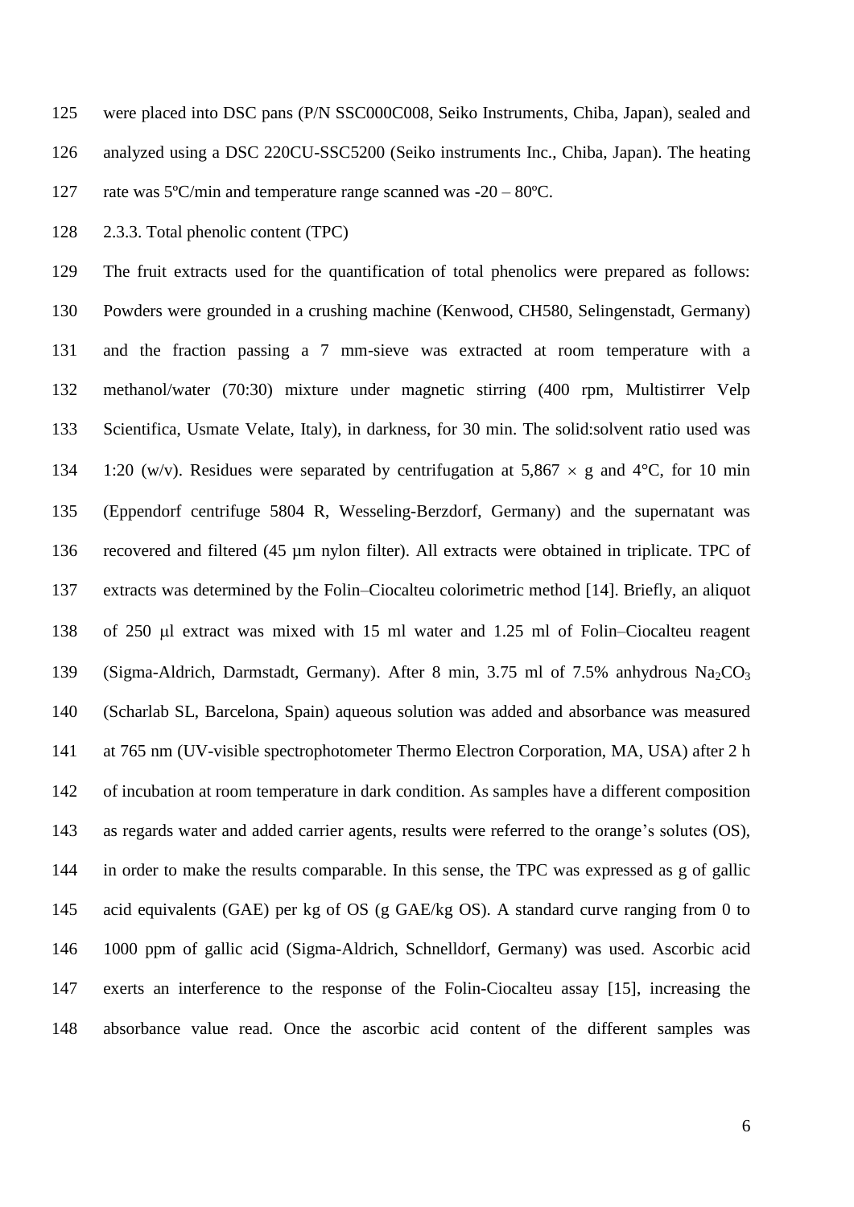were placed into DSC pans (P/N SSC000C008, Seiko Instruments, Chiba, Japan), sealed and analyzed using a DSC 220CU-SSC5200 (Seiko instruments Inc., Chiba, Japan). The heating rate was 5ºC/min and temperature range scanned was -20 – 80ºC.

### 2.3.3. Total phenolic content (TPC)

The fruit extracts used for the quantification of total phenolics were prepared as follows: Powders were grounded in a crushing machine (Kenwood, CH580, Selingenstadt, Germany) and the fraction passing a 7 mm-sieve was extracted at room temperature with a methanol/water (70:30) mixture under magnetic stirring (400 rpm, Multistirrer Velp Scientifica, Usmate Velate, Italy), in darkness, for 30 min. The solid:solvent ratio used was 1:20 (w/v). Residues were separated by centrifugation at 5,867 × g and 4°C, for 10 min (Eppendorf centrifuge 5804 R, Wesseling-Berzdorf, Germany) and the supernatant was recovered and filtered (45 µm nylon filter). All extracts were obtained in triplicate. TPC of extracts was determined by the Folin–Ciocalteu colorimetric method [14]. Briefly, an aliquot of 250 µl extract was mixed with 15 ml water and 1.25 ml of Folin–Ciocalteu reagent (Sigma-Aldrich, Darmstadt, Germany). After 8 min, 3.75 ml of 7.5% anhydrous $Na_2CO_3$ (Scharlab SL, Barcelona, Spain) aqueous solution was added and absorbance was measured at 765 nm (UV-visible spectrophotometer Thermo Electron Corporation, MA, USA) after 2 h of incubation at room temperature in dark condition. As samples have a different composition as regards water and added carrier agents, results were referred to the orange's solutes (OS), in order to make the results comparable. In this sense, the TPC was expressed as g of gallic acid equivalents (GAE) per kg of OS (g GAE/kg OS). A standard curve ranging from 0 to 1000 ppm of gallic acid (Sigma-Aldrich, Schnelldorf, Germany) was used. Ascorbic acid exerts an interference to the response of the Folin-Ciocalteu assay [15], increasing the absorbance value read. Once the ascorbic acid content of the different samples was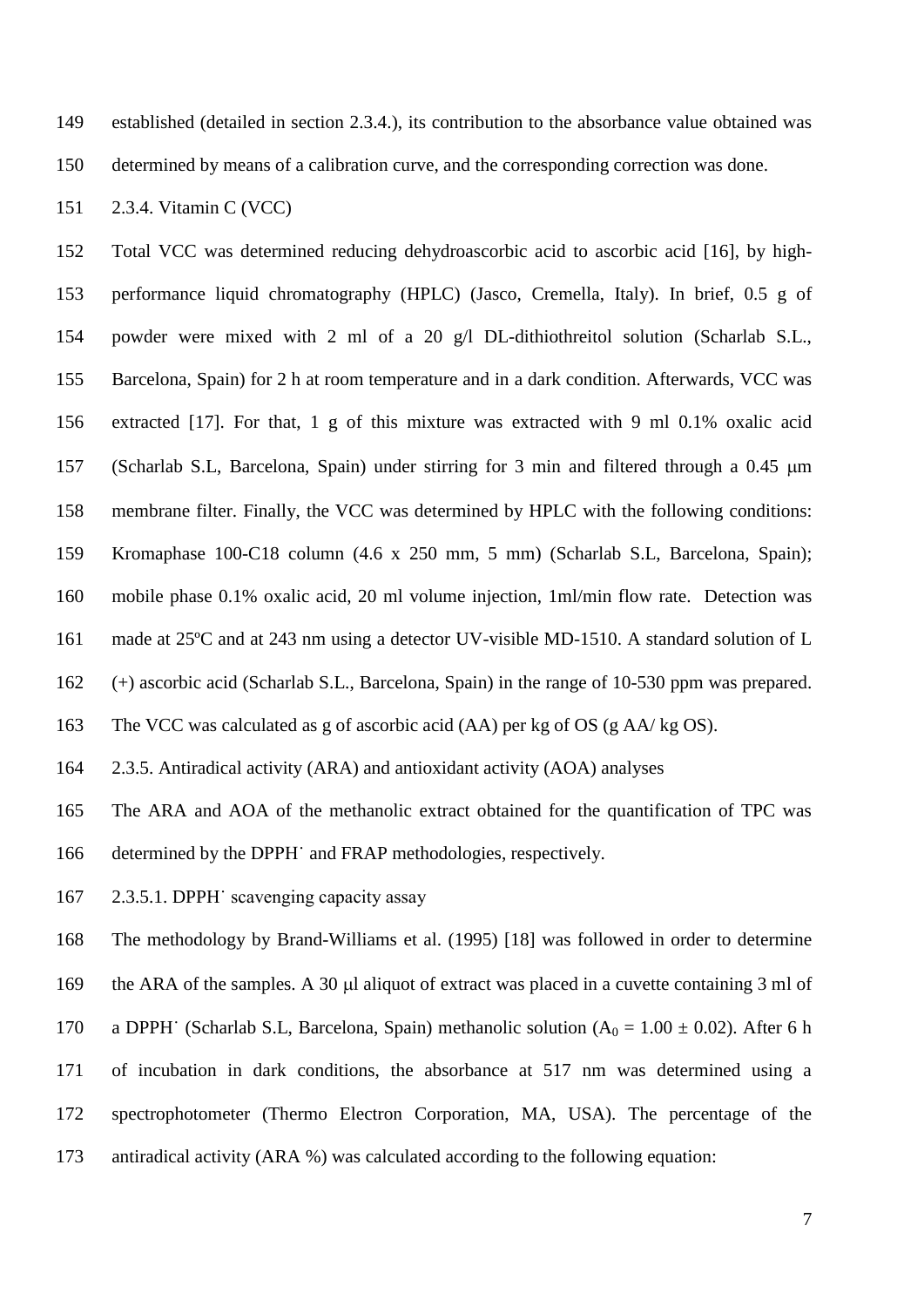established (detailed in section 2.3.4.), its contribution to the absorbance value obtained was determined by means of a calibration curve, and the corresponding correction was done.

#### 2.3.4. Vitamin C (VCC)

Total VCC was determined reducing dehydroascorbic acid to ascorbic acid [16], by high-performance liquid chromatography (HPLC) (Jasco, Cremella, Italy). In brief, 0.5 g of powder were mixed with 2 ml of a 20 g/l DL-dithiothreitol solution (Scharlab S.L., Barcelona, Spain) for 2 h at room temperature and in a dark condition. Afterwards, VCC was extracted [17]. For that, 1 g of this mixture was extracted with 9 ml 0.1% oxalic acid (Scharlab S.L, Barcelona, Spain) under stirring for 3 min and filtered through a 0.45 μm membrane filter. Finally, the VCC was determined by HPLC with the following conditions: Kromaphase 100-C18 column (4.6 x 250 mm, 5 mm) (Scharlab S.L, Barcelona, Spain); mobile phase 0.1% oxalic acid, 20 ml volume injection, 1ml/min flow rate. Detection was made at 25ºC and at 243 nm using a detector UV-visible MD-1510. A standard solution of L (+) ascorbic acid (Scharlab S.L., Barcelona, Spain) in the range of 10-530 ppm was prepared. The VCC was calculated as g of ascorbic acid (AA) per kg of OS (g AA/ kg OS).

#### 2.3.5. Antiradical activity (ARA) and antioxidant activity (AOA) analyses

The ARA and AOA of the methanolic extract obtained for the quantification of TPC was determined by the DPPH˙ and FRAP methodologies, respectively.

##### 2.3.5.1. DPPH˙ scavenging capacity assay

The methodology by Brand-Williams et al. (1995) [18] was followed in order to determine the ARA of the samples. A 30 μl aliquot of extract was placed in a cuvette containing 3 ml of a DPPH˙ (Scharlab S.L, Barcelona, Spain) methanolic solution ($A_0 = 1.00 \pm 0.02$). After 6 h of incubation in dark conditions, the absorbance at 517 nm was determined using a spectrophotometer (Thermo Electron Corporation, MA, USA). The percentage of the antiradical activity (ARA %) was calculated according to the following equation: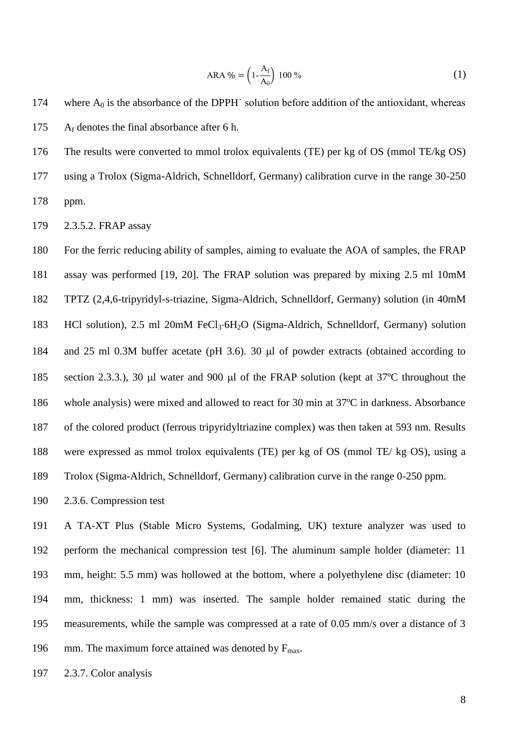$$\text{ARA \%} = \left(1 - \frac{A_f}{A_0}\right) 100\ \% \tag{1}$$

where $A_0$ is the absorbance of the DPPH$^{\cdot}$ solution before addition of the antioxidant, whereas $A_f$ denotes the final absorbance after 6 h.

The results were converted to mmol trolox equivalents (TE) per kg of OS (mmol TE/kg OS) using a Trolox (Sigma-Aldrich, Schnelldorf, Germany) calibration curve in the range 30-250 ppm.

2.3.5.2. FRAP assay

For the ferric reducing ability of samples, aiming to evaluate the AOA of samples, the FRAP assay was performed [19, 20]. The FRAP solution was prepared by mixing 2.5 ml 10mM TPTZ (2,4,6-tripyridyl-s-triazine, Sigma-Aldrich, Schnelldorf, Germany) solution (in 40mM HCl solution), 2.5 ml 20mM $FeCl_3{\cdot}6H_2O$ (Sigma-Aldrich, Schnelldorf, Germany) solution and 25 ml 0.3M buffer acetate (pH 3.6). 30 μl of powder extracts (obtained according to section 2.3.3.), 30 μl water and 900 μl of the FRAP solution (kept at 37ºC throughout the whole analysis) were mixed and allowed to react for 30 min at 37ºC in darkness. Absorbance of the colored product (ferrous tripyridyltriazine complex) was then taken at 593 nm. Results were expressed as mmol trolox equivalents (TE) per kg of OS (mmol TE/ kg OS), using a Trolox (Sigma-Aldrich, Schnelldorf, Germany) calibration curve in the range 0-250 ppm.

2.3.6. Compression test

A TA-XT Plus (Stable Micro Systems, Godalming, UK) texture analyzer was used to perform the mechanical compression test [6]. The aluminum sample holder (diameter: 11 mm, height: 5.5 mm) was hollowed at the bottom, where a polyethylene disc (diameter: 10 mm, thickness: 1 mm) was inserted. The sample holder remained static during the measurements, while the sample was compressed at a rate of 0.05 mm/s over a distance of 3 mm. The maximum force attained was denoted by $F_{max}$.

2.3.7. Color analysis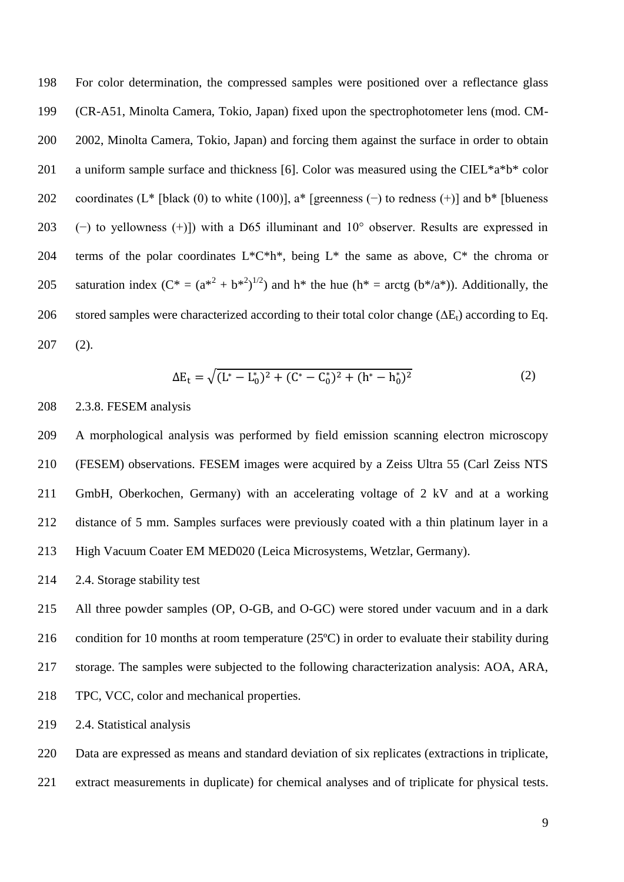For color determination, the compressed samples were positioned over a reflectance glass (CR-A51, Minolta Camera, Tokio, Japan) fixed upon the spectrophotometer lens (mod. CM-2002, Minolta Camera, Tokio, Japan) and forcing them against the surface in order to obtain a uniform sample surface and thickness [6]. Color was measured using the CIEL*a*b* color coordinates (L* [black (0) to white (100)], a* [greenness (−) to redness (+)] and b* [blueness (−) to yellowness (+)]) with a D65 illuminant and 10° observer. Results are expressed in terms of the polar coordinates L*C*h*, being L* the same as above, C* the chroma or saturation index ($C^* = (a^{*2} + b^{*2})^{1/2}$) and h* the hue ($h^* = \arctg (b^*/a^*)$). Additionally, the stored samples were characterized according to their total color change ($\Delta E_t$) according to Eq. (2).

$$\Delta E_t = \sqrt{(L^* - L_0^*)^2 + (C^* - C_0^*)^2 + (h^* - h_0^*)^2} \tag{2}$$

2.3.8. FESEM analysis

A morphological analysis was performed by field emission scanning electron microscopy (FESEM) observations. FESEM images were acquired by a Zeiss Ultra 55 (Carl Zeiss NTS GmbH, Oberkochen, Germany) with an accelerating voltage of 2 kV and at a working distance of 5 mm. Samples surfaces were previously coated with a thin platinum layer in a High Vacuum Coater EM MED020 (Leica Microsystems, Wetzlar, Germany).

2.4. Storage stability test

All three powder samples (OP, O-GB, and O-GC) were stored under vacuum and in a dark condition for 10 months at room temperature (25ºC) in order to evaluate their stability during storage. The samples were subjected to the following characterization analysis: AOA, ARA, TPC, VCC, color and mechanical properties.

2.4. Statistical analysis

Data are expressed as means and standard deviation of six replicates (extractions in triplicate, extract measurements in duplicate) for chemical analyses and of triplicate for physical tests.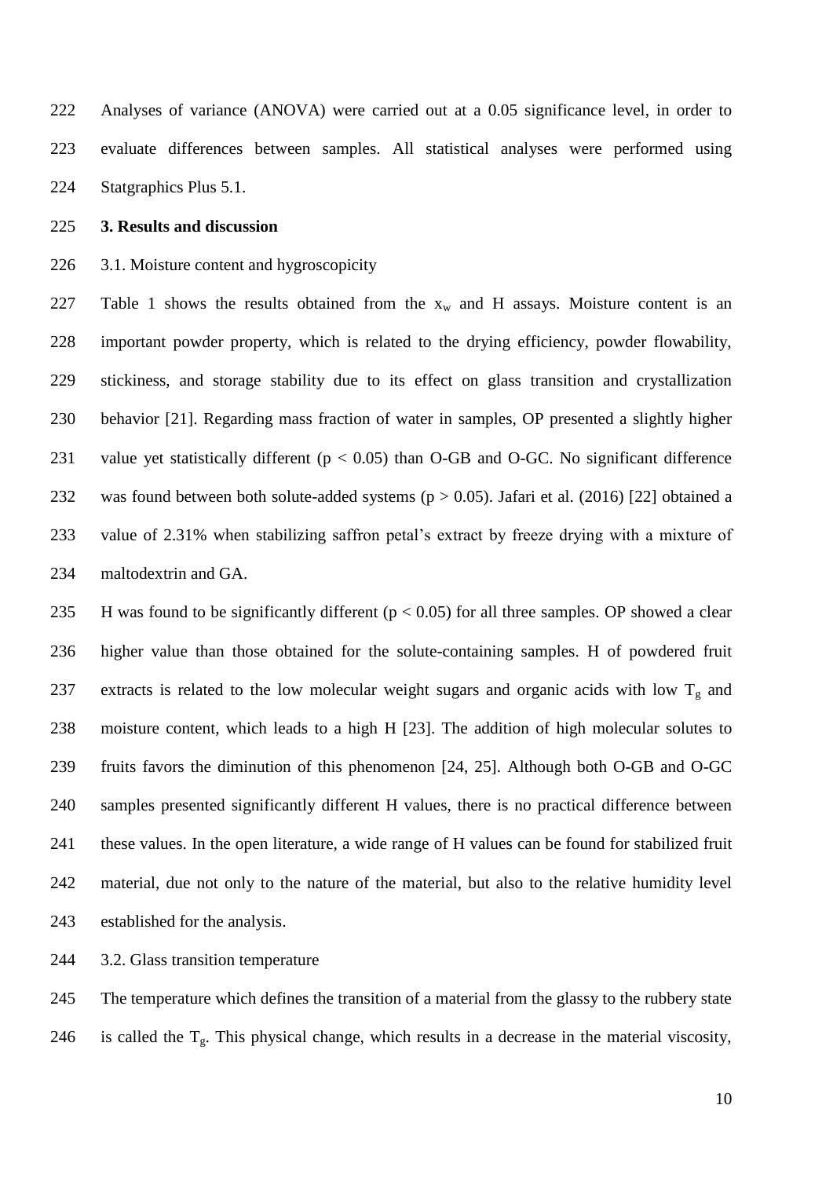Analyses of variance (ANOVA) were carried out at a 0.05 significance level, in order to evaluate differences between samples. All statistical analyses were performed using Statgraphics Plus 5.1.

## 3. Results and discussion

### 3.1. Moisture content and hygroscopicity

Table 1 shows the results obtained from the $x_w$ and H assays. Moisture content is an important powder property, which is related to the drying efficiency, powder flowability, stickiness, and storage stability due to its effect on glass transition and crystallization behavior [21]. Regarding mass fraction of water in samples, OP presented a slightly higher value yet statistically different ($p < 0.05$) than O-GB and O-GC. No significant difference was found between both solute-added systems ($p > 0.05$). Jafari et al. (2016) [22] obtained a value of 2.31% when stabilizing saffron petal's extract by freeze drying with a mixture of maltodextrin and GA.

H was found to be significantly different ($p < 0.05$) for all three samples. OP showed a clear higher value than those obtained for the solute-containing samples. H of powdered fruit extracts is related to the low molecular weight sugars and organic acids with low $T_g$ and moisture content, which leads to a high H [23]. The addition of high molecular solutes to fruits favors the diminution of this phenomenon [24, 25]. Although both O-GB and O-GC samples presented significantly different H values, there is no practical difference between these values. In the open literature, a wide range of H values can be found for stabilized fruit material, due not only to the nature of the material, but also to the relative humidity level established for the analysis.

### 3.2. Glass transition temperature

The temperature which defines the transition of a material from the glassy to the rubbery state is called the $T_g$. This physical change, which results in a decrease in the material viscosity,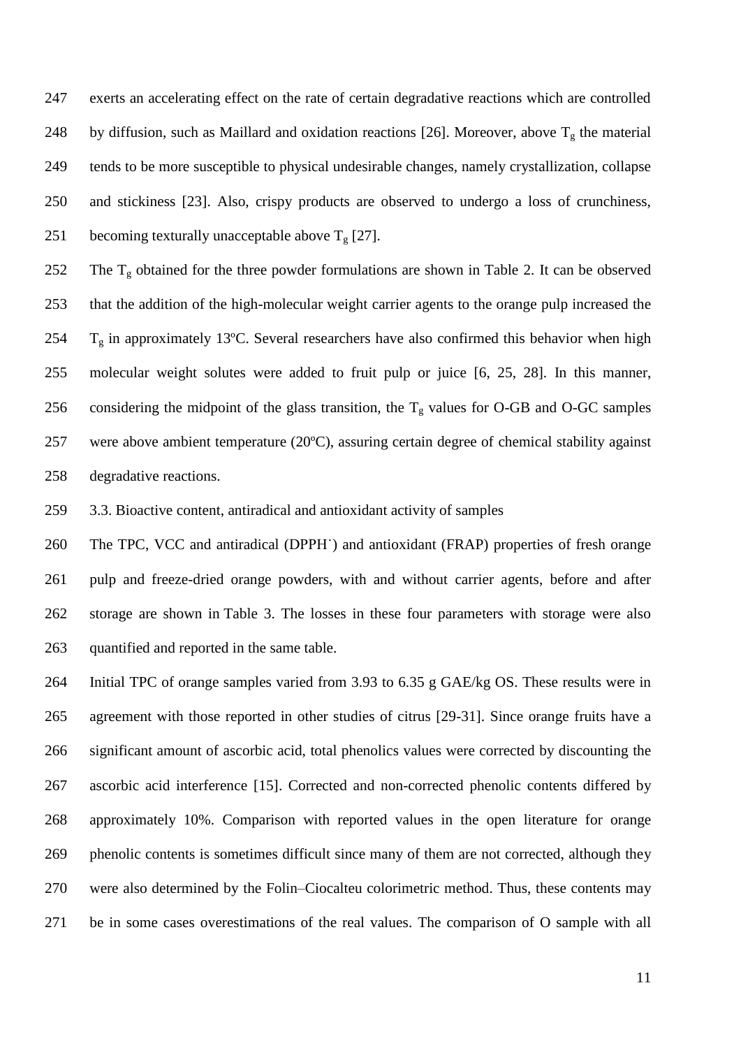exerts an accelerating effect on the rate of certain degradative reactions which are controlled by diffusion, such as Maillard and oxidation reactions [26]. Moreover, above $T_g$ the material tends to be more susceptible to physical undesirable changes, namely crystallization, collapse and stickiness [23]. Also, crispy products are observed to undergo a loss of crunchiness, becoming texturally unacceptable above $T_g$ [27].

The $T_g$ obtained for the three powder formulations are shown in Table 2. It can be observed that the addition of the high-molecular weight carrier agents to the orange pulp increased the $T_g$ in approximately 13ºC. Several researchers have also confirmed this behavior when high molecular weight solutes were added to fruit pulp or juice [6, 25, 28]. In this manner, considering the midpoint of the glass transition, the $T_g$ values for O-GB and O-GC samples were above ambient temperature (20ºC), assuring certain degree of chemical stability against degradative reactions.

### 3.3. Bioactive content, antiradical and antioxidant activity of samples

The TPC, VCC and antiradical (DPPH˙) and antioxidant (FRAP) properties of fresh orange pulp and freeze-dried orange powders, with and without carrier agents, before and after storage are shown in Table 3. The losses in these four parameters with storage were also quantified and reported in the same table.

Initial TPC of orange samples varied from 3.93 to 6.35 g GAE/kg OS. These results were in agreement with those reported in other studies of citrus [29-31]. Since orange fruits have a significant amount of ascorbic acid, total phenolics values were corrected by discounting the ascorbic acid interference [15]. Corrected and non-corrected phenolic contents differed by approximately 10%. Comparison with reported values in the open literature for orange phenolic contents is sometimes difficult since many of them are not corrected, although they were also determined by the Folin–Ciocalteu colorimetric method. Thus, these contents may be in some cases overestimations of the real values. The comparison of O sample with all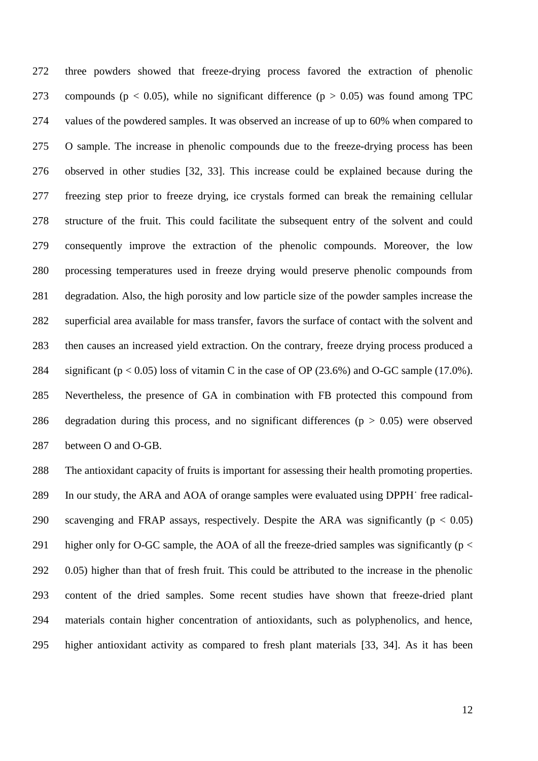three powders showed that freeze-drying process favored the extraction of phenolic compounds ($p < 0.05$), while no significant difference ($p > 0.05$) was found among TPC values of the powdered samples. It was observed an increase of up to 60% when compared to O sample. The increase in phenolic compounds due to the freeze-drying process has been observed in other studies [32, 33]. This increase could be explained because during the freezing step prior to freeze drying, ice crystals formed can break the remaining cellular structure of the fruit. This could facilitate the subsequent entry of the solvent and could consequently improve the extraction of the phenolic compounds. Moreover, the low processing temperatures used in freeze drying would preserve phenolic compounds from degradation. Also, the high porosity and low particle size of the powder samples increase the superficial area available for mass transfer, favors the surface of contact with the solvent and then causes an increased yield extraction. On the contrary, freeze drying process produced a significant ($p < 0.05$) loss of vitamin C in the case of OP (23.6%) and O-GC sample (17.0%). Nevertheless, the presence of GA in combination with FB protected this compound from degradation during this process, and no significant differences ($p > 0.05$) were observed between O and O-GB.

The antioxidant capacity of fruits is important for assessing their health promoting properties. In our study, the ARA and AOA of orange samples were evaluated using DPPH$^{\cdot}$ free radical-scavenging and FRAP assays, respectively. Despite the ARA was significantly ($p < 0.05$) higher only for O-GC sample, the AOA of all the freeze-dried samples was significantly ($p < 0.05$) higher than that of fresh fruit. This could be attributed to the increase in the phenolic content of the dried samples. Some recent studies have shown that freeze-dried plant materials contain higher concentration of antioxidants, such as polyphenolics, and hence, higher antioxidant activity as compared to fresh plant materials [33, 34]. As it has been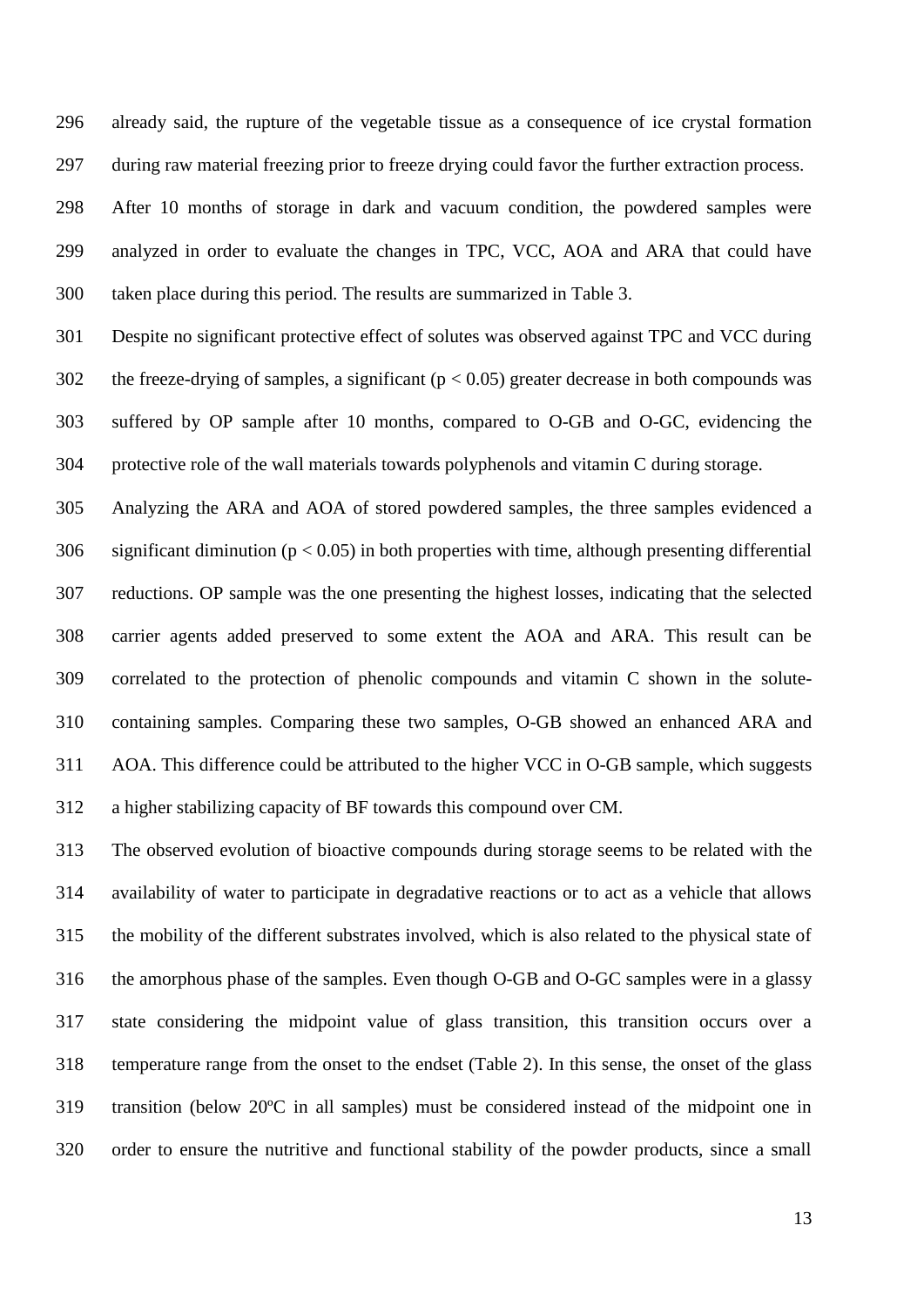already said, the rupture of the vegetable tissue as a consequence of ice crystal formation during raw material freezing prior to freeze drying could favor the further extraction process.

After 10 months of storage in dark and vacuum condition, the powdered samples were analyzed in order to evaluate the changes in TPC, VCC, AOA and ARA that could have taken place during this period. The results are summarized in Table 3.

Despite no significant protective effect of solutes was observed against TPC and VCC during the freeze-drying of samples, a significant ($p < 0.05$) greater decrease in both compounds was suffered by OP sample after 10 months, compared to O-GB and O-GC, evidencing the protective role of the wall materials towards polyphenols and vitamin C during storage.

Analyzing the ARA and AOA of stored powdered samples, the three samples evidenced a significant diminution ($p < 0.05$) in both properties with time, although presenting differential reductions. OP sample was the one presenting the highest losses, indicating that the selected carrier agents added preserved to some extent the AOA and ARA. This result can be correlated to the protection of phenolic compounds and vitamin C shown in the solute-containing samples. Comparing these two samples, O-GB showed an enhanced ARA and AOA. This difference could be attributed to the higher VCC in O-GB sample, which suggests a higher stabilizing capacity of BF towards this compound over CM.

The observed evolution of bioactive compounds during storage seems to be related with the availability of water to participate in degradative reactions or to act as a vehicle that allows the mobility of the different substrates involved, which is also related to the physical state of the amorphous phase of the samples. Even though O-GB and O-GC samples were in a glassy state considering the midpoint value of glass transition, this transition occurs over a temperature range from the onset to the endset (Table 2). In this sense, the onset of the glass transition (below 20ºC in all samples) must be considered instead of the midpoint one in order to ensure the nutritive and functional stability of the powder products, since a small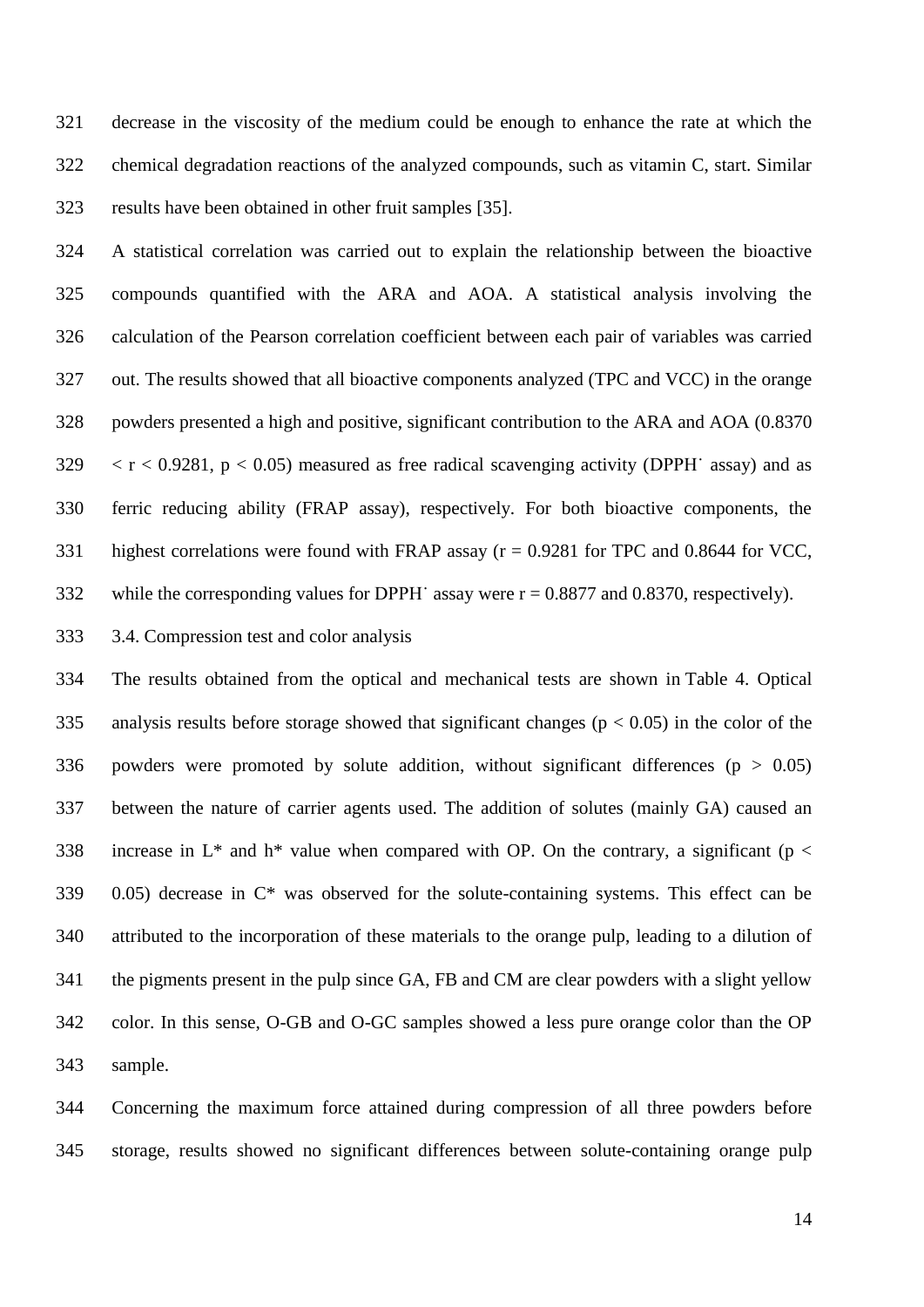decrease in the viscosity of the medium could be enough to enhance the rate at which the chemical degradation reactions of the analyzed compounds, such as vitamin C, start. Similar results have been obtained in other fruit samples [35].

A statistical correlation was carried out to explain the relationship between the bioactive compounds quantified with the ARA and AOA. A statistical analysis involving the calculation of the Pearson correlation coefficient between each pair of variables was carried out. The results showed that all bioactive components analyzed (TPC and VCC) in the orange powders presented a high and positive, significant contribution to the ARA and AOA ($0.8370 < r < 0.9281$, $p < 0.05$) measured as free radical scavenging activity (DPPH˙ assay) and as ferric reducing ability (FRAP assay), respectively. For both bioactive components, the highest correlations were found with FRAP assay ($r = 0.9281$ for TPC and 0.8644 for VCC, while the corresponding values for DPPH˙ assay were $r = 0.8877$ and 0.8370, respectively).

## 3.4. Compression test and color analysis

The results obtained from the optical and mechanical tests are shown in Table 4. Optical analysis results before storage showed that significant changes ($p < 0.05$) in the color of the powders were promoted by solute addition, without significant differences ($p > 0.05$) between the nature of carrier agents used. The addition of solutes (mainly GA) caused an increase in $L^*$ and $h^*$ value when compared with OP. On the contrary, a significant ($p < 0.05$) decrease in $C^*$ was observed for the solute-containing systems. This effect can be attributed to the incorporation of these materials to the orange pulp, leading to a dilution of the pigments present in the pulp since GA, FB and CM are clear powders with a slight yellow color. In this sense, O-GB and O-GC samples showed a less pure orange color than the OP sample.

Concerning the maximum force attained during compression of all three powders before storage, results showed no significant differences between solute-containing orange pulp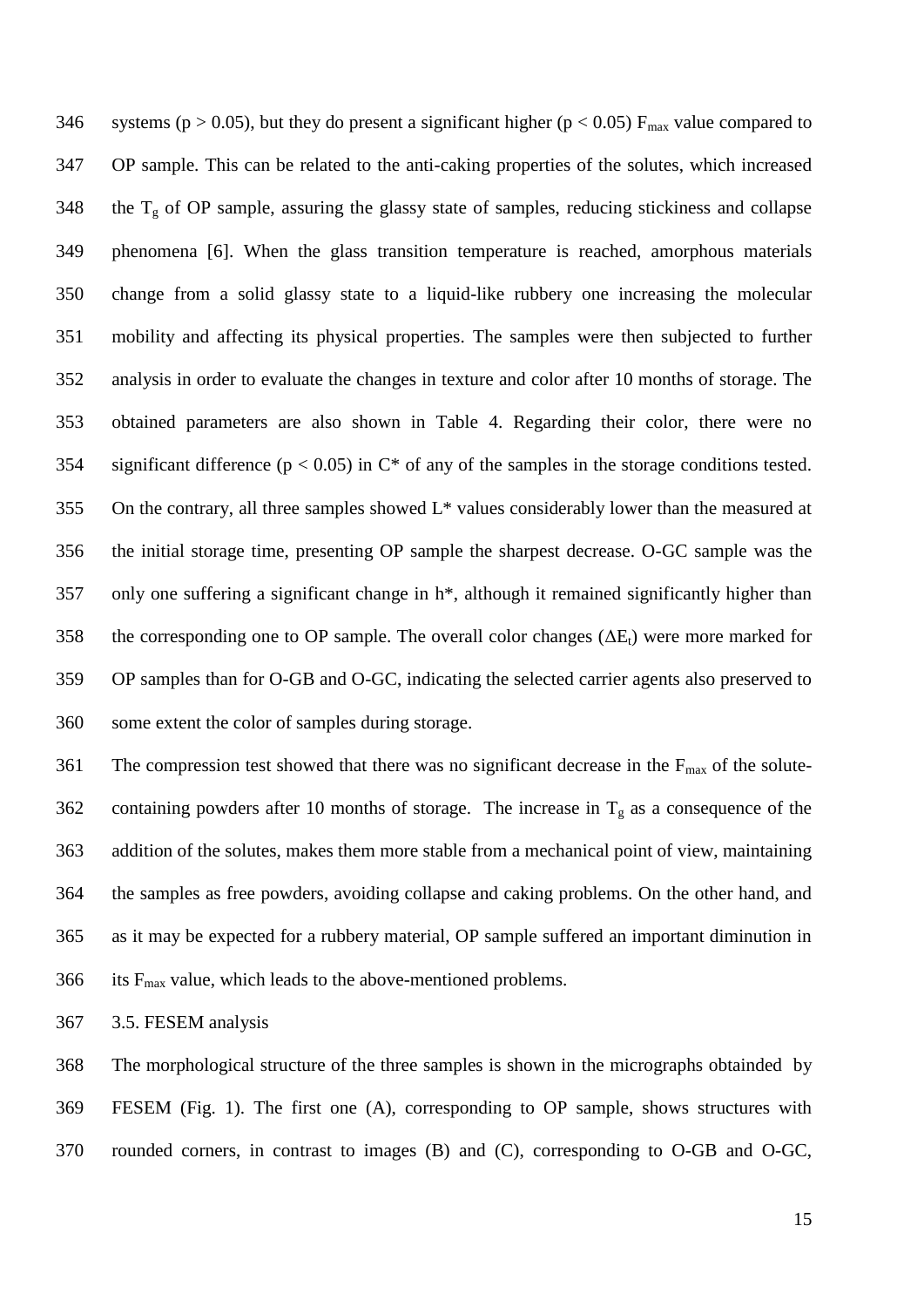systems ($p > 0.05$), but they do present a significant higher ($p < 0.05$) $F_{max}$ value compared to OP sample. This can be related to the anti-caking properties of the solutes, which increased the $T_g$ of OP sample, assuring the glassy state of samples, reducing stickiness and collapse phenomena [6]. When the glass transition temperature is reached, amorphous materials change from a solid glassy state to a liquid-like rubbery one increasing the molecular mobility and affecting its physical properties. The samples were then subjected to further analysis in order to evaluate the changes in texture and color after 10 months of storage. The obtained parameters are also shown in Table 4. Regarding their color, there were no significant difference ($p < 0.05$) in C* of any of the samples in the storage conditions tested. On the contrary, all three samples showed L* values considerably lower than the measured at the initial storage time, presenting OP sample the sharpest decrease. O-GC sample was the only one suffering a significant change in h*, although it remained significantly higher than the corresponding one to OP sample. The overall color changes ($\Delta E_t$) were more marked for OP samples than for O-GB and O-GC, indicating the selected carrier agents also preserved to some extent the color of samples during storage.

The compression test showed that there was no significant decrease in the $F_{max}$ of the solute-containing powders after 10 months of storage. The increase in $T_g$ as a consequence of the addition of the solutes, makes them more stable from a mechanical point of view, maintaining the samples as free powders, avoiding collapse and caking problems. On the other hand, and as it may be expected for a rubbery material, OP sample suffered an important diminution in its $F_{max}$ value, which leads to the above-mentioned problems.

### 3.5. FESEM analysis

The morphological structure of the three samples is shown in the micrographs obtainded by FESEM (Fig. 1). The first one (A), corresponding to OP sample, shows structures with rounded corners, in contrast to images (B) and (C), corresponding to O-GB and O-GC,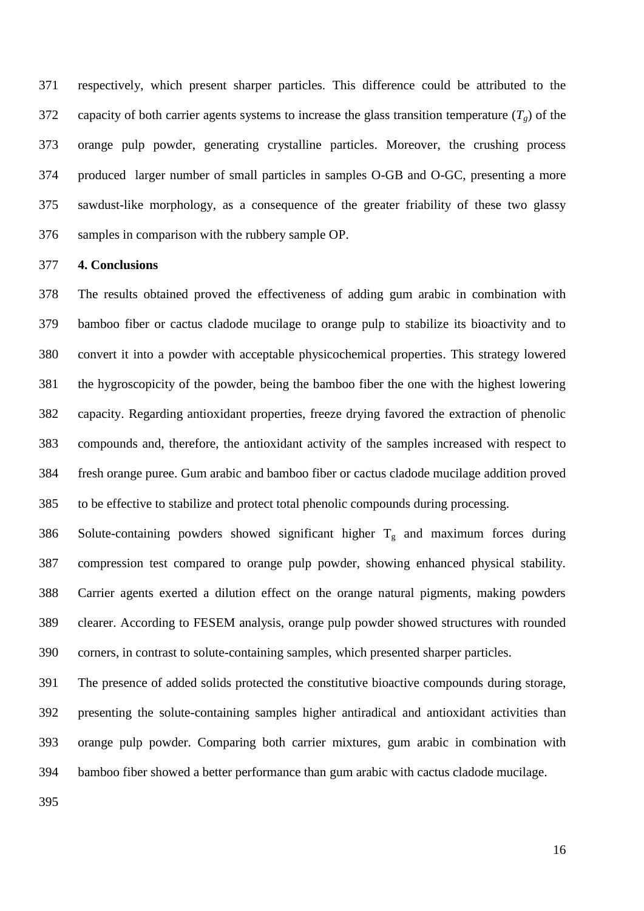respectively, which present sharper particles. This difference could be attributed to the capacity of both carrier agents systems to increase the glass transition temperature ($T_g$) of the orange pulp powder, generating crystalline particles. Moreover, the crushing process produced larger number of small particles in samples O-GB and O-GC, presenting a more sawdust-like morphology, as a consequence of the greater friability of these two glassy samples in comparison with the rubbery sample OP.

## 4. Conclusions

The results obtained proved the effectiveness of adding gum arabic in combination with bamboo fiber or cactus cladode mucilage to orange pulp to stabilize its bioactivity and to convert it into a powder with acceptable physicochemical properties. This strategy lowered the hygroscopicity of the powder, being the bamboo fiber the one with the highest lowering capacity. Regarding antioxidant properties, freeze drying favored the extraction of phenolic compounds and, therefore, the antioxidant activity of the samples increased with respect to fresh orange puree. Gum arabic and bamboo fiber or cactus cladode mucilage addition proved to be effective to stabilize and protect total phenolic compounds during processing.

Solute-containing powders showed significant higher $T_g$ and maximum forces during compression test compared to orange pulp powder, showing enhanced physical stability. Carrier agents exerted a dilution effect on the orange natural pigments, making powders clearer. According to FESEM analysis, orange pulp powder showed structures with rounded corners, in contrast to solute-containing samples, which presented sharper particles.

The presence of added solids protected the constitutive bioactive compounds during storage, presenting the solute-containing samples higher antiradical and antioxidant activities than orange pulp powder. Comparing both carrier mixtures, gum arabic in combination with bamboo fiber showed a better performance than gum arabic with cactus cladode mucilage.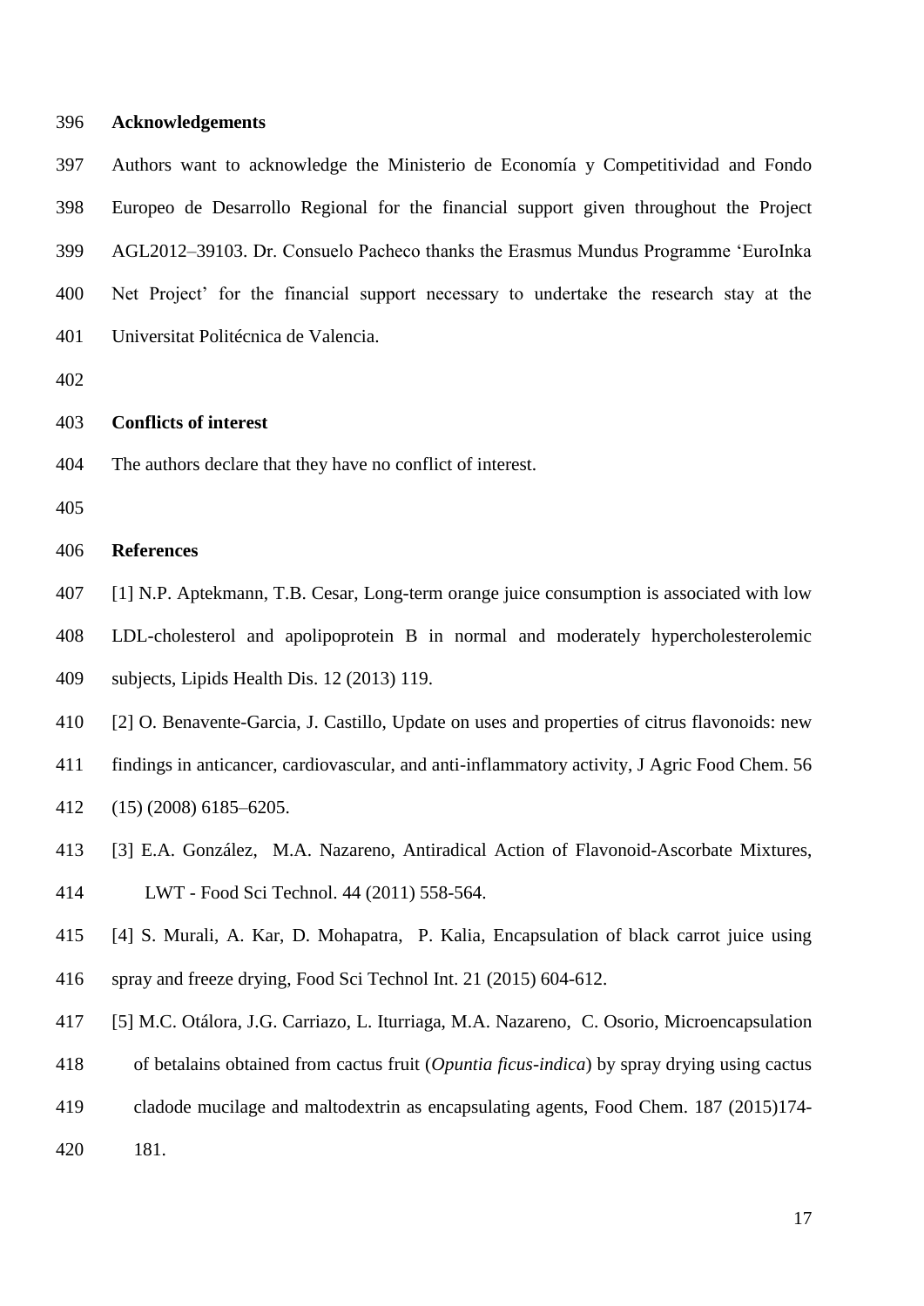## Acknowledgements

Authors want to acknowledge the Ministerio de Economía y Competitividad and Fondo Europeo de Desarrollo Regional for the financial support given throughout the Project AGL2012–39103. Dr. Consuelo Pacheco thanks the Erasmus Mundus Programme 'EuroInka Net Project' for the financial support necessary to undertake the research stay at the Universitat Politécnica de Valencia.

## Conflicts of interest

The authors declare that they have no conflict of interest.

## References

[1] N.P. Aptekmann, T.B. Cesar, Long-term orange juice consumption is associated with low LDL-cholesterol and apolipoprotein B in normal and moderately hypercholesterolemic subjects, Lipids Health Dis. 12 (2013) 119.

[2] O. Benavente-Garcia, J. Castillo, Update on uses and properties of citrus flavonoids: new findings in anticancer, cardiovascular, and anti-inflammatory activity, J Agric Food Chem. 56 (15) (2008) 6185–6205.

[3] E.A. González, M.A. Nazareno, Antiradical Action of Flavonoid-Ascorbate Mixtures, LWT - Food Sci Technol. 44 (2011) 558-564.

[4] S. Murali, A. Kar, D. Mohapatra, P. Kalia, Encapsulation of black carrot juice using spray and freeze drying, Food Sci Technol Int. 21 (2015) 604-612.

[5] M.C. Otálora, J.G. Carriazo, L. Iturriaga, M.A. Nazareno, C. Osorio, Microencapsulation of betalains obtained from cactus fruit (*Opuntia ficus-indica*) by spray drying using cactus cladode mucilage and maltodextrin as encapsulating agents, Food Chem. 187 (2015)174-181.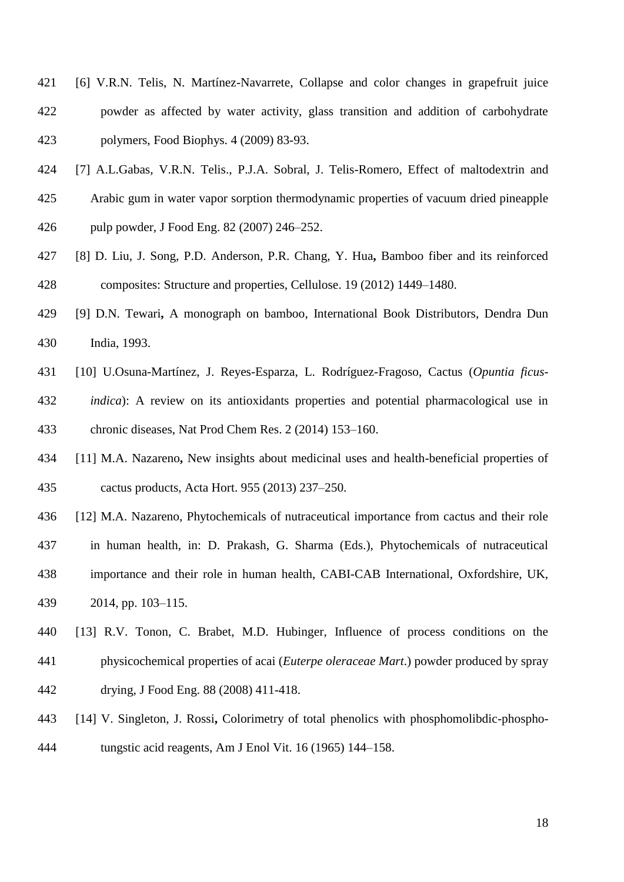[6] V.R.N. Telis, N. Martínez-Navarrete, Collapse and color changes in grapefruit juice powder as affected by water activity, glass transition and addition of carbohydrate polymers, Food Biophys. 4 (2009) 83-93.

[7] A.L.Gabas, V.R.N. Telis., P.J.A. Sobral, J. Telis-Romero, Effect of maltodextrin and Arabic gum in water vapor sorption thermodynamic properties of vacuum dried pineapple pulp powder, J Food Eng. 82 (2007) 246–252.

[8] D. Liu, J. Song, P.D. Anderson, P.R. Chang, Y. Hua**,** Bamboo fiber and its reinforced composites: Structure and properties, Cellulose. 19 (2012) 1449–1480.

[9] D.N. Tewari**,** A monograph on bamboo, International Book Distributors, Dendra Dun India, 1993.

[10] U.Osuna-Martínez, J. Reyes-Esparza, L. Rodríguez-Fragoso, Cactus (*Opuntia ficus-indica*): A review on its antioxidants properties and potential pharmacological use in chronic diseases, Nat Prod Chem Res. 2 (2014) 153–160.

[11] M.A. Nazareno**,** New insights about medicinal uses and health-beneficial properties of cactus products, Acta Hort. 955 (2013) 237–250.

[12] M.A. Nazareno, Phytochemicals of nutraceutical importance from cactus and their role in human health, in: D. Prakash, G. Sharma (Eds.), Phytochemicals of nutraceutical importance and their role in human health, CABI-CAB International, Oxfordshire, UK, 2014, pp. 103–115.

[13] R.V. Tonon, C. Brabet, M.D. Hubinger, Influence of process conditions on the physicochemical properties of acai (*Euterpe oleraceae Mart*.) powder produced by spray drying, J Food Eng. 88 (2008) 411-418.

[14] V. Singleton, J. Rossi**,** Colorimetry of total phenolics with phosphomolibdic-phosphotungstic acid reagents, Am J Enol Vit. 16 (1965) 144–158.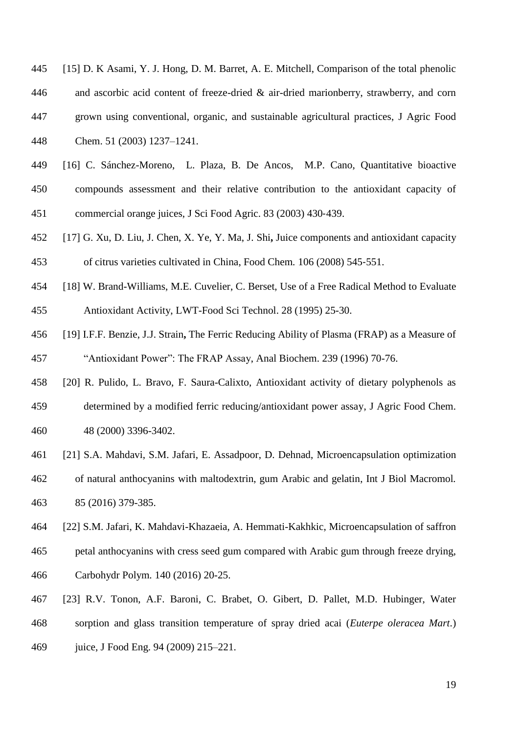[15] D. K Asami, Y. J. Hong, D. M. Barret, A. E. Mitchell, Comparison of the total phenolic and ascorbic acid content of freeze-dried & air-dried marionberry, strawberry, and corn grown using conventional, organic, and sustainable agricultural practices, J Agric Food Chem. 51 (2003) 1237–1241.

[16] C. Sánchez-Moreno, L. Plaza, B. De Ancos, M.P. Cano, Quantitative bioactive compounds assessment and their relative contribution to the antioxidant capacity of commercial orange juices, J Sci Food Agric. 83 (2003) 430-439.

[17] G. Xu, D. Liu, J. Chen, X. Ye, Y. Ma, J. Shi**,** Juice components and antioxidant capacity of citrus varieties cultivated in China, Food Chem. 106 (2008) 545-551.

[18] W. Brand-Williams, M.E. Cuvelier, C. Berset, Use of a Free Radical Method to Evaluate Antioxidant Activity, LWT-Food Sci Technol. 28 (1995) 25-30.

[19] I.F.F. Benzie, J.J. Strain**,** The Ferric Reducing Ability of Plasma (FRAP) as a Measure of "Antioxidant Power": The FRAP Assay, Anal Biochem. 239 (1996) 70-76.

[20] R. Pulido, L. Bravo, F. Saura-Calixto, Antioxidant activity of dietary polyphenols as determined by a modified ferric reducing/antioxidant power assay, J Agric Food Chem. 48 (2000) 3396-3402.

[21] S.A. Mahdavi, S.M. Jafari, E. Assadpoor, D. Dehnad, Microencapsulation optimization of natural anthocyanins with maltodextrin, gum Arabic and gelatin, Int J Biol Macromol. 85 (2016) 379-385.

[22] S.M. Jafari, K. Mahdavi-Khazaeia, A. Hemmati-Kakhkic, Microencapsulation of saffron petal anthocyanins with cress seed gum compared with Arabic gum through freeze drying, Carbohydr Polym. 140 (2016) 20-25.

[23] R.V. Tonon, A.F. Baroni, C. Brabet, O. Gibert, D. Pallet, M.D. Hubinger, Water sorption and glass transition temperature of spray dried acai (*Euterpe oleracea Mart*.) juice, J Food Eng. 94 (2009) 215–221.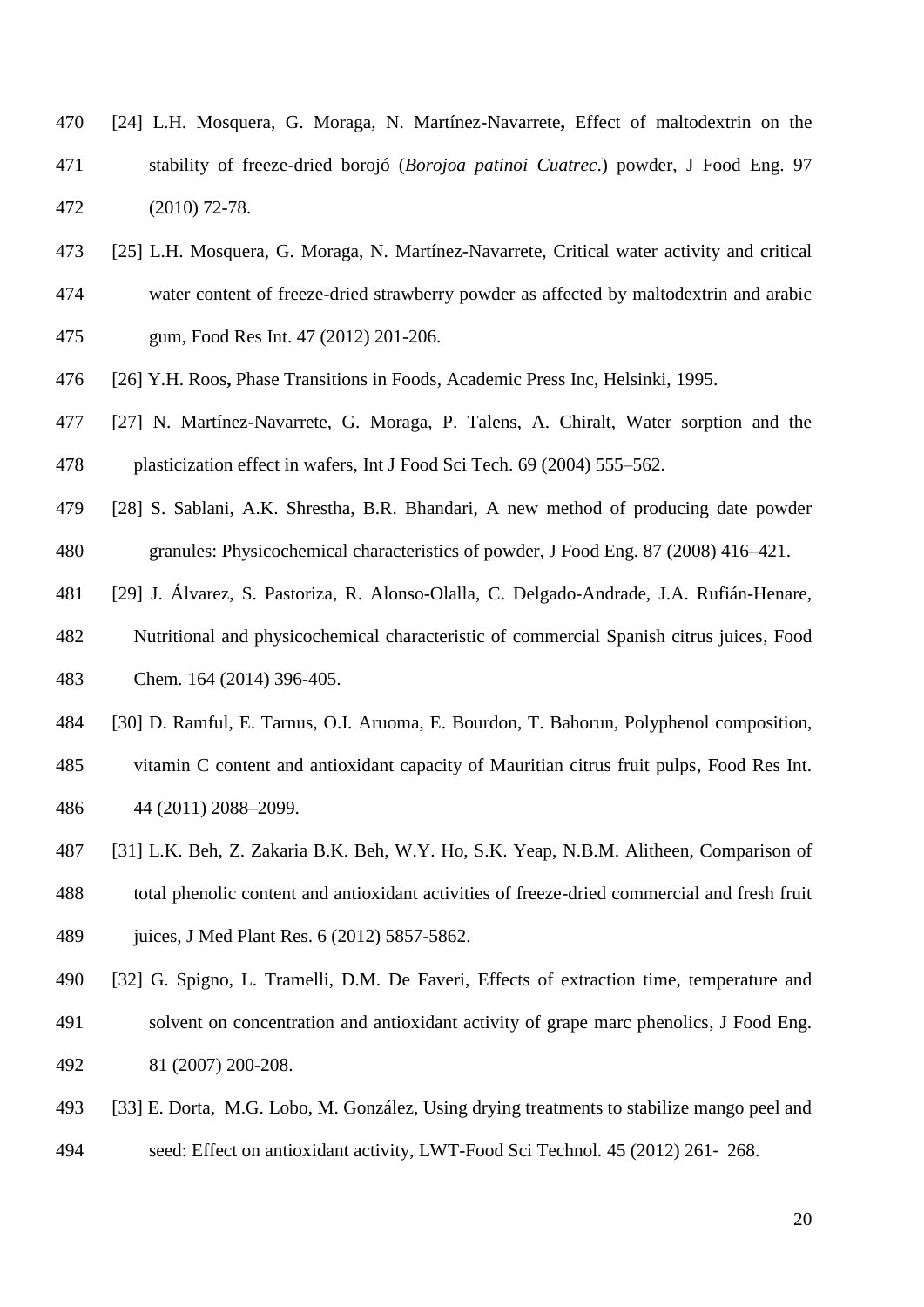[24] L.H. Mosquera, G. Moraga, N. Martínez-Navarrete**,** Effect of maltodextrin on the stability of freeze-dried borojó (*Borojoa patinoi Cuatrec*.) powder, J Food Eng. 97 (2010) 72-78.

[25] L.H. Mosquera, G. Moraga, N. Martínez-Navarrete, Critical water activity and critical water content of freeze-dried strawberry powder as affected by maltodextrin and arabic gum, Food Res Int. 47 (2012) 201-206.

[26] Y.H. Roos**,** Phase Transitions in Foods, Academic Press Inc, Helsinki, 1995.

[27] N. Martínez-Navarrete, G. Moraga, P. Talens, A. Chiralt, Water sorption and the plasticization effect in wafers, Int J Food Sci Tech. 69 (2004) 555–562.

[28] S. Sablani, A.K. Shrestha, B.R. Bhandari, A new method of producing date powder granules: Physicochemical characteristics of powder, J Food Eng. 87 (2008) 416–421.

[29] J. Álvarez, S. Pastoriza, R. Alonso-Olalla, C. Delgado-Andrade, J.A. Rufián-Henare, Nutritional and physicochemical characteristic of commercial Spanish citrus juices, Food Chem. 164 (2014) 396-405.

[30] D. Ramful, E. Tarnus, O.I. Aruoma, E. Bourdon, T. Bahorun, Polyphenol composition, vitamin C content and antioxidant capacity of Mauritian citrus fruit pulps, Food Res Int. 44 (2011) 2088–2099.

[31] L.K. Beh, Z. Zakaria B.K. Beh, W.Y. Ho, S.K. Yeap, N.B.M. Alitheen, Comparison of total phenolic content and antioxidant activities of freeze-dried commercial and fresh fruit juices, J Med Plant Res. 6 (2012) 5857-5862.

[32] G. Spigno, L. Tramelli, D.M. De Faveri, Effects of extraction time, temperature and solvent on concentration and antioxidant activity of grape marc phenolics, J Food Eng. 81 (2007) 200-208.

[33] E. Dorta, M.G. Lobo, M. González, Using drying treatments to stabilize mango peel and seed: Effect on antioxidant activity, LWT-Food Sci Technol. 45 (2012) 261- 268.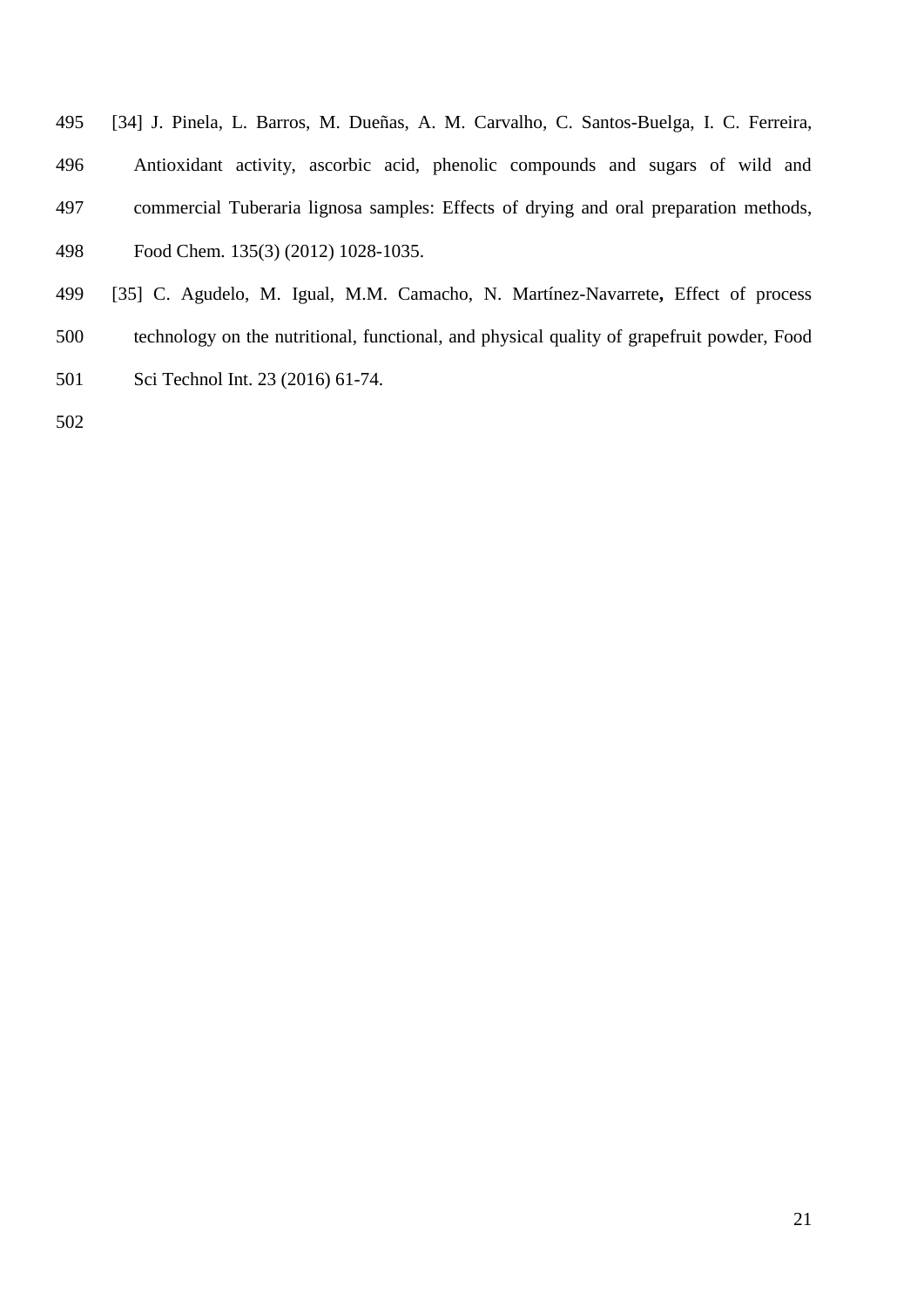[34] J. Pinela, L. Barros, M. Dueñas, A. M. Carvalho, C. Santos-Buelga, I. C. Ferreira, Antioxidant activity, ascorbic acid, phenolic compounds and sugars of wild and commercial Tuberaria lignosa samples: Effects of drying and oral preparation methods, Food Chem. 135(3) (2012) 1028-1035.

[35] C. Agudelo, M. Igual, M.M. Camacho, N. Martínez-Navarrete**,** Effect of process technology on the nutritional, functional, and physical quality of grapefruit powder, Food Sci Technol Int. 23 (2016) 61-74.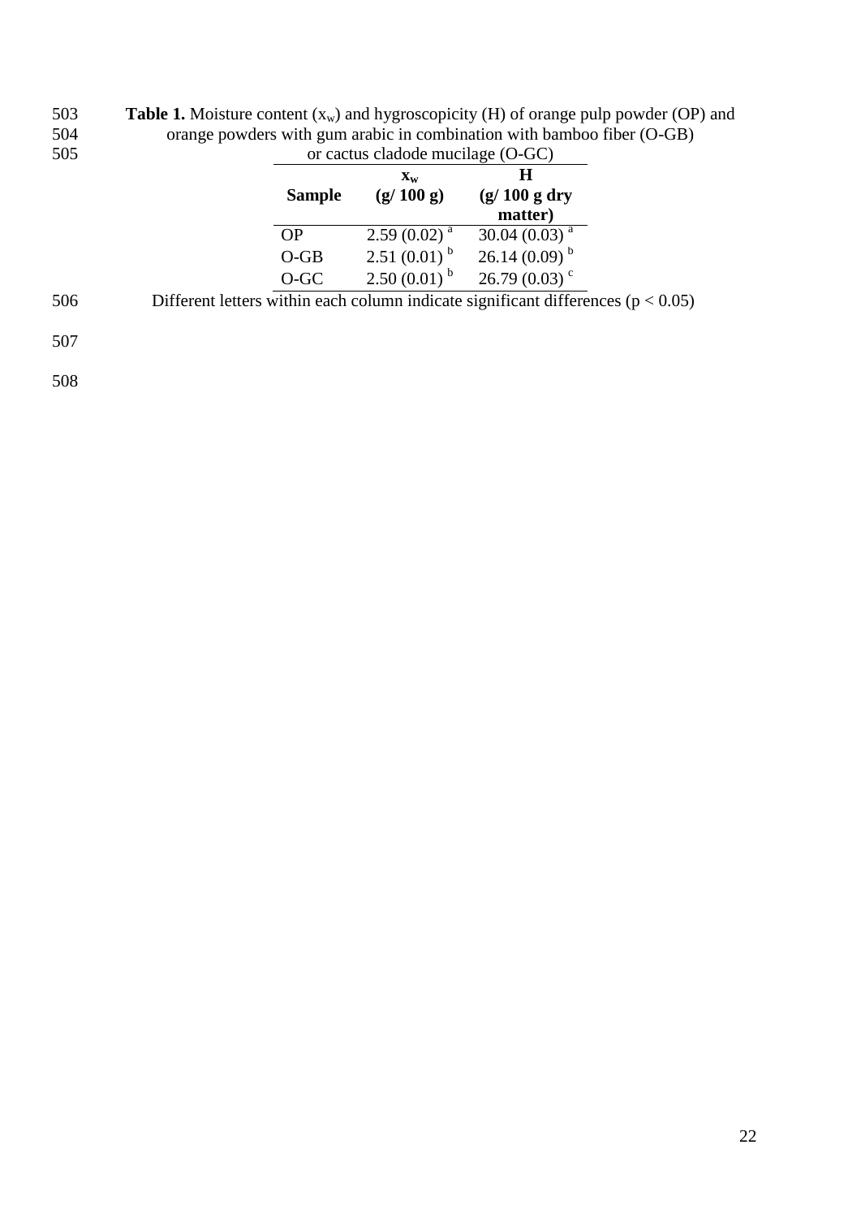**Table 1.** Moisture content ($x_w$) and hygroscopicity (H) of orange pulp powder (OP) and orange powders with gum arabic in combination with bamboo fiber (O-GB) or cactus cladode mucilage (O-GC)

| Sample | $x_w$ (g/ 100 g) | H (g/ 100 g dry matter) |
|---|---|---|
| OP | 2.59 (0.02) [a] | 30.04 (0.03) [a] |
| O-GB | 2.51 (0.01) [b] | 26.14 (0.09) [b] |
| O-GC | 2.50 (0.01) [b] | 26.79 (0.03) [c] |

Different letters within each column indicate significant differences ($p < 0.05$)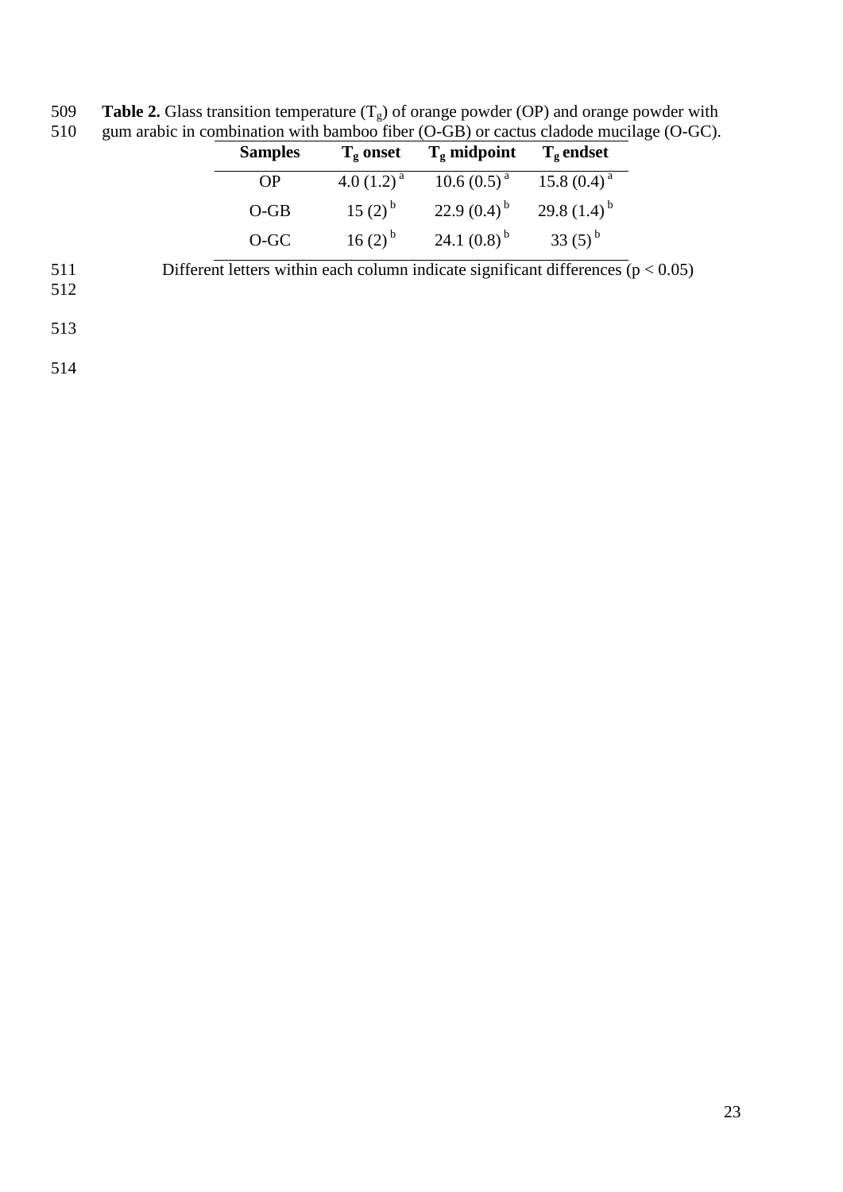**Table 2.** Glass transition temperature ($T_g$) of orange powder (OP) and orange powder with gum arabic in combination with bamboo fiber (O-GB) or cactus cladode mucilage (O-GC).

| Samples | $T_g$ onset | $T_g$ midpoint | $T_g$ endset |
|---|---|---|---|
| OP | 4.0 (1.2) $^a$ | 10.6 (0.5) $^a$ | 15.8 (0.4) $^a$ |
| O-GB | 15 (2) $^b$ | 22.9 (0.4) $^b$ | 29.8 (1.4) $^b$ |
| O-GC | 16 (2) $^b$ | 24.1 (0.8) $^b$ | 33 (5) $^b$ |

Different letters within each column indicate significant differences ($p < 0.05$)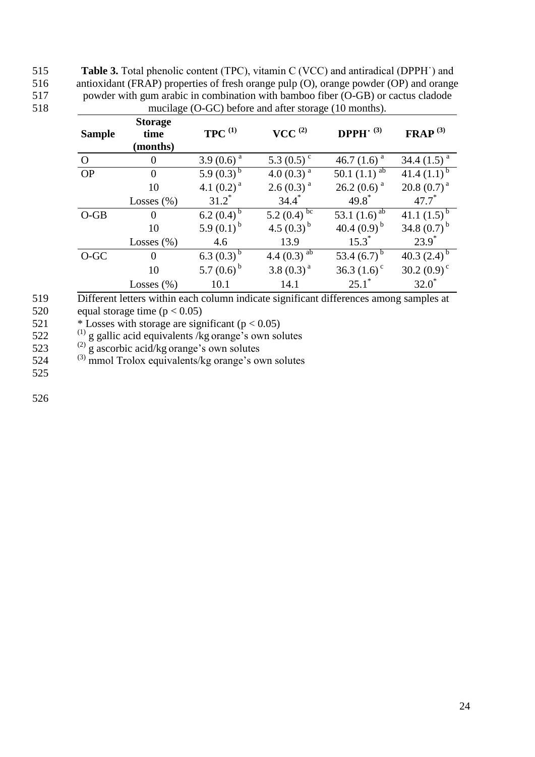**Table 3.** Total phenolic content (TPC), vitamin C (VCC) and antiradical (DPPH˙) and antioxidant (FRAP) properties of fresh orange pulp (O), orange powder (OP) and orange powder with gum arabic in combination with bamboo fiber (O-GB) or cactus cladode mucilage (O-GC) before and after storage (10 months).

| Sample | Storage time (months) | TPC [(1)] | VCC [(2)] | DPPH˙ [(3)] | FRAP [(3)] |
|---|---|---|---|---|---|
| O | 0 | 3.9 (0.6) $^{a}$ | 5.3 (0.5) $^{c}$ | 46.7 (1.6) $^{a}$ | 34.4 (1.5) $^{a}$ |
| OP | 0 | 5.9 (0.3) $^{b}$ | 4.0 (0.3) $^{a}$ | 50.1 (1.1) $^{ab}$ | 41.4 (1.1) $^{b}$ |
| | 10 | 4.1 (0.2) $^{a}$ | 2.6 (0.3) $^{a}$ | 26.2 (0.6) $^{a}$ | 20.8 (0.7) $^{a}$ |
| | Losses (%) | 31.2* | 34.4* | 49.8* | 47.7* |
| O-GB | 0 | 6.2 (0.4) $^{b}$ | 5.2 (0.4) $^{bc}$ | 53.1 (1.6) $^{ab}$ | 41.1 (1.5) $^{b}$ |
| | 10 | 5.9 (0.1) $^{b}$ | 4.5 (0.3) $^{b}$ | 40.4 (0.9) $^{b}$ | 34.8 (0.7) $^{b}$ |
| | Losses (%) | 4.6 | 13.9 | 15.3* | 23.9* |
| O-GC | 0 | 6.3 (0.3) $^{b}$ | 4.4 (0.3) $^{ab}$ | 53.4 (6.7) $^{b}$ | 40.3 (2.4) $^{b}$ |
| | 10 | 5.7 (0.6) $^{b}$ | 3.8 (0.3) $^{a}$ | 36.3 (1.6) $^{c}$ | 30.2 (0.9) $^{c}$ |
| | Losses (%) | 10.1 | 14.1 | 25.1* | 32.0* |

Different letters within each column indicate significant differences among samples at equal storage time ($p < 0.05$)

* Losses with storage are significant ($p < 0.05$)

[(1)] g gallic acid equivalents /kg orange's own solutes

[(2)] g ascorbic acid/kg orange's own solutes

[(3)] mmol Trolox equivalents/kg orange's own solutes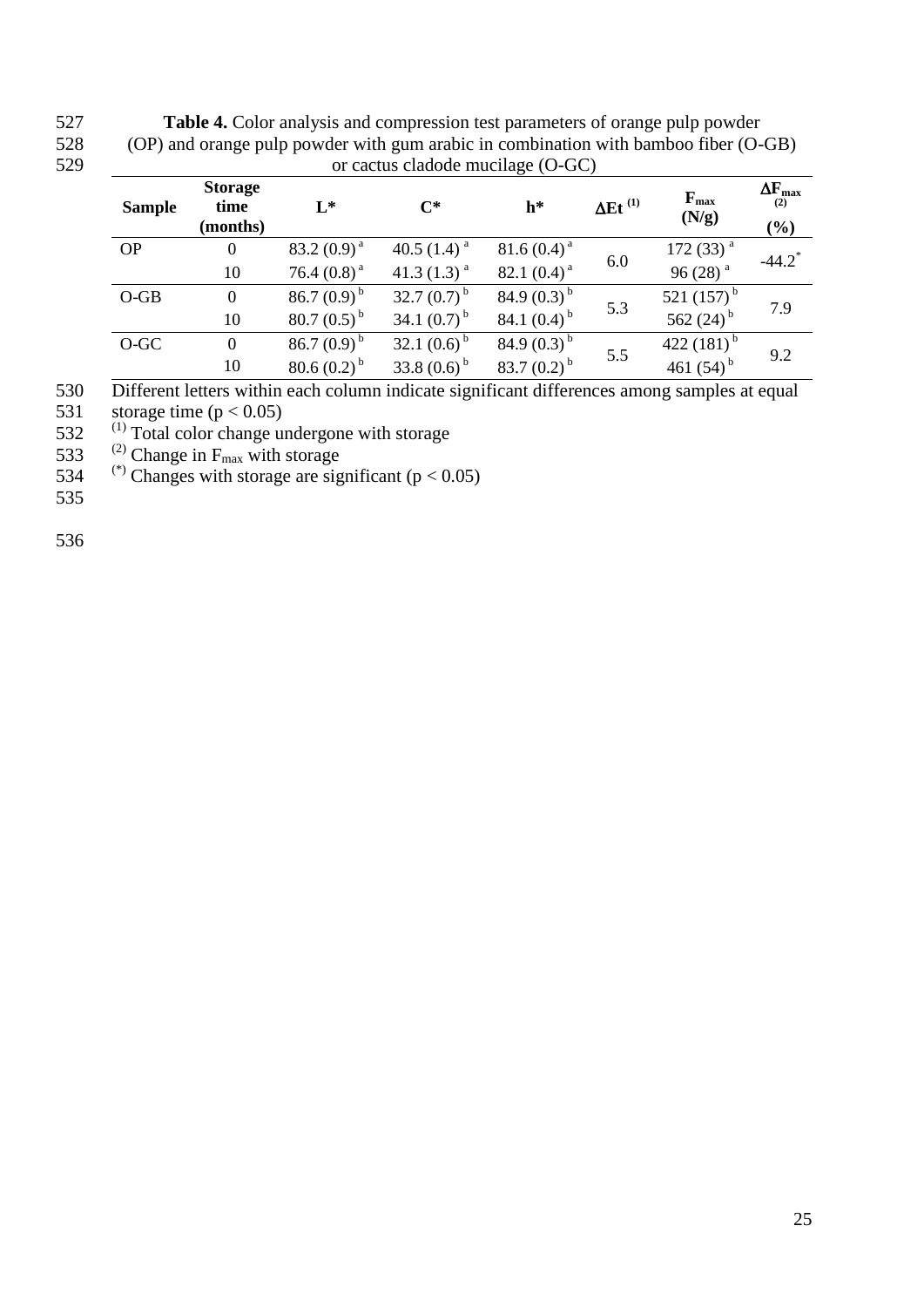**Table 4.** Color analysis and compression test parameters of orange pulp powder (OP) and orange pulp powder with gum arabic in combination with bamboo fiber (O-GB) or cactus cladode mucilage (O-GC)

| Sample | Storage time (months) | L* | C* | h* | $\Delta$Et [(1)] | $F_{max}$ (N/g) | $\Delta F_{max}$ [(2)] (%) |
|---|---|---|---|---|---|---|---|
| OP | 0 | 83.2 (0.9) [a] | 40.5 (1.4) [a] | 81.6 (0.4) [a] | 6.0 | 172 (33) [a] | -44.2 [*] |
| | 10 | 76.4 (0.8) [a] | 41.3 (1.3) [a] | 82.1 (0.4) [a] | | 96 (28) [a] | |
| O-GB | 0 | 86.7 (0.9) [b] | 32.7 (0.7) [b] | 84.9 (0.3) [b] | 5.3 | 521 (157) [b] | 7.9 |
| | 10 | 80.7 (0.5) [b] | 34.1 (0.7) [b] | 84.1 (0.4) [b] | | 562 (24) [b] | |
| O-GC | 0 | 86.7 (0.9) [b] | 32.1 (0.6) [b] | 84.9 (0.3) [b] | 5.5 | 422 (181) [b] | 9.2 |
| | 10 | 80.6 (0.2) [b] | 33.8 (0.6) [b] | 83.7 (0.2) [b] | | 461 (54) [b] | |

Different letters within each column indicate significant differences among samples at equal storage time ($p < 0.05$)

[(1)] Total color change undergone with storage

[(2)] Change in $F_{max}$ with storage

[(*)] Changes with storage are significant ($p < 0.05$)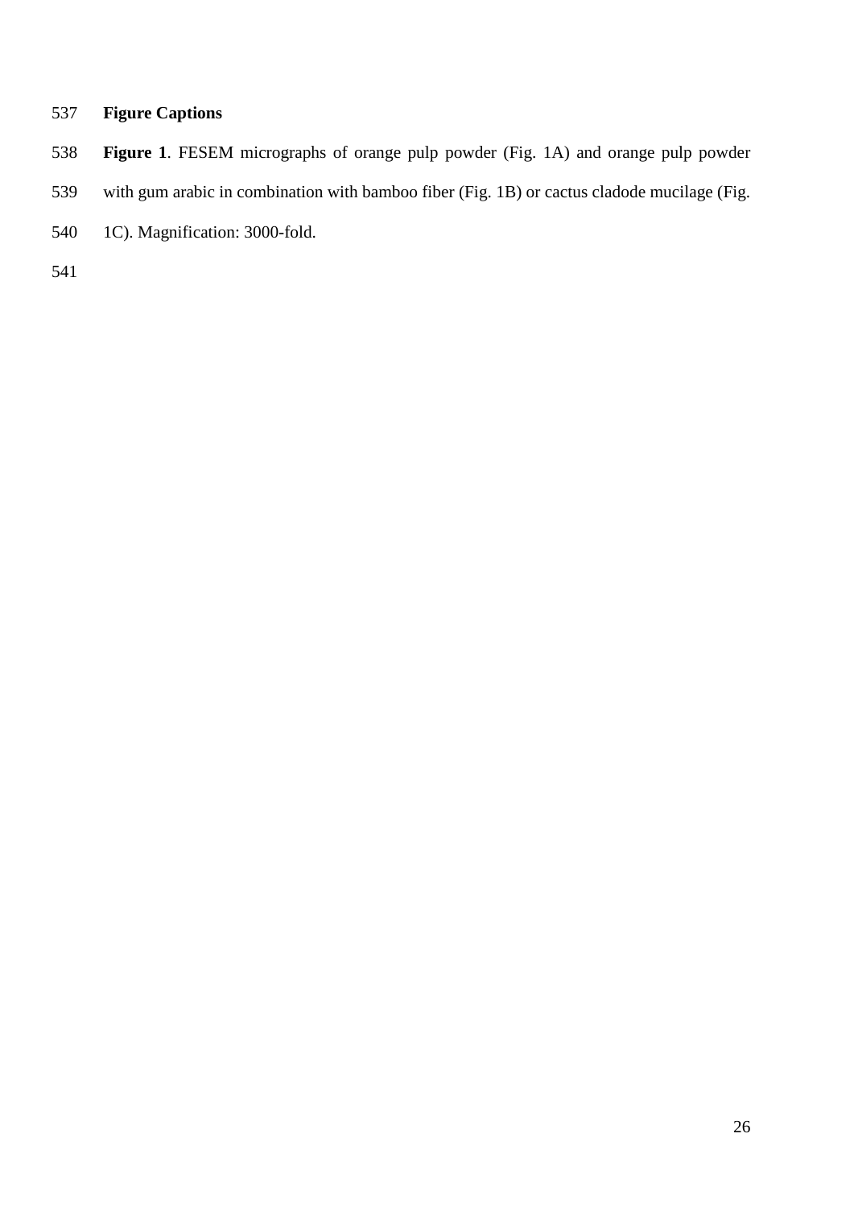## Figure Captions

**Figure 1**. FESEM micrographs of orange pulp powder (Fig. 1A) and orange pulp powder with gum arabic in combination with bamboo fiber (Fig. 1B) or cactus cladode mucilage (Fig. 1C). Magnification: 3000-fold.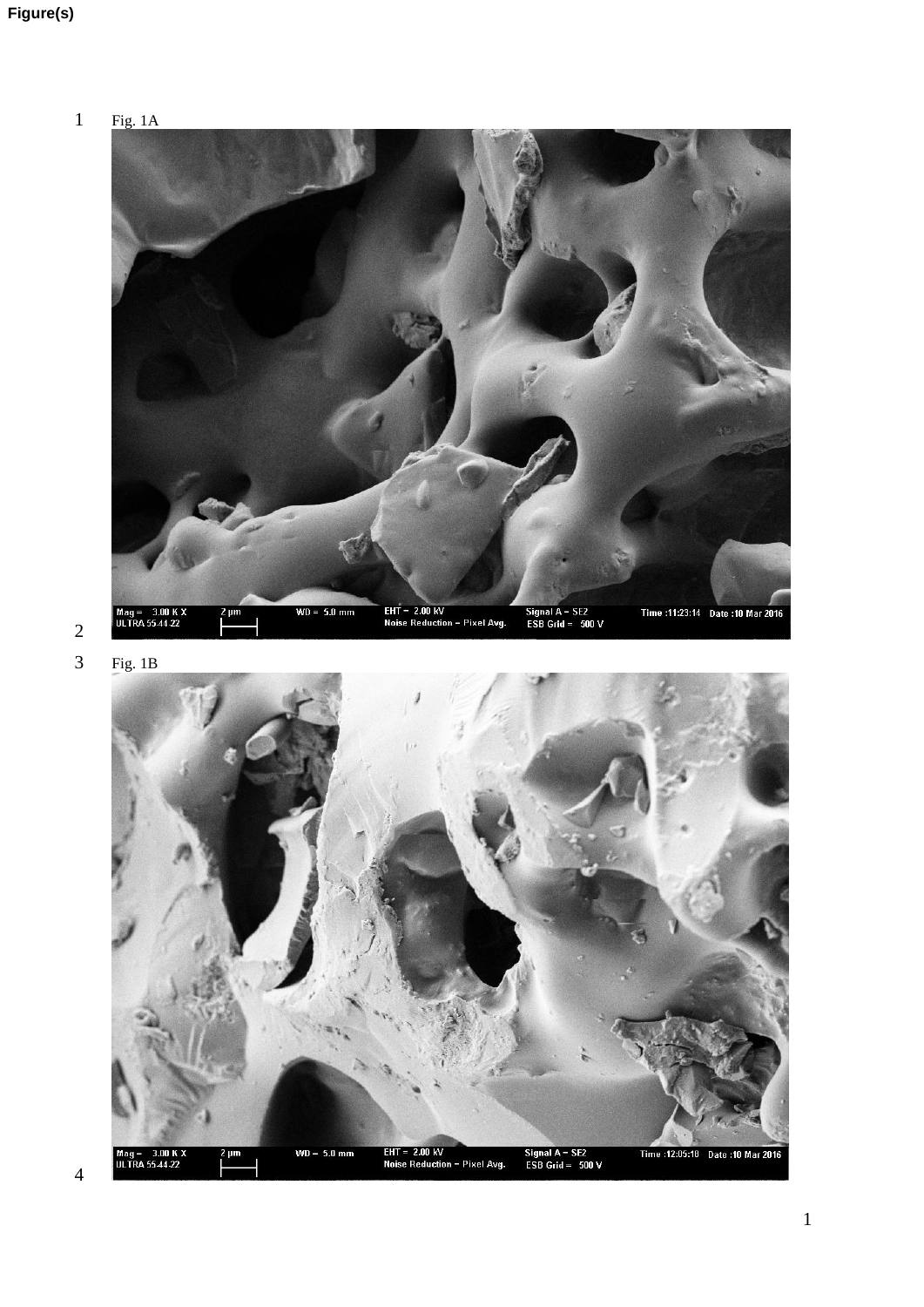Figure(s)

Fig. 1A

Fig. 1B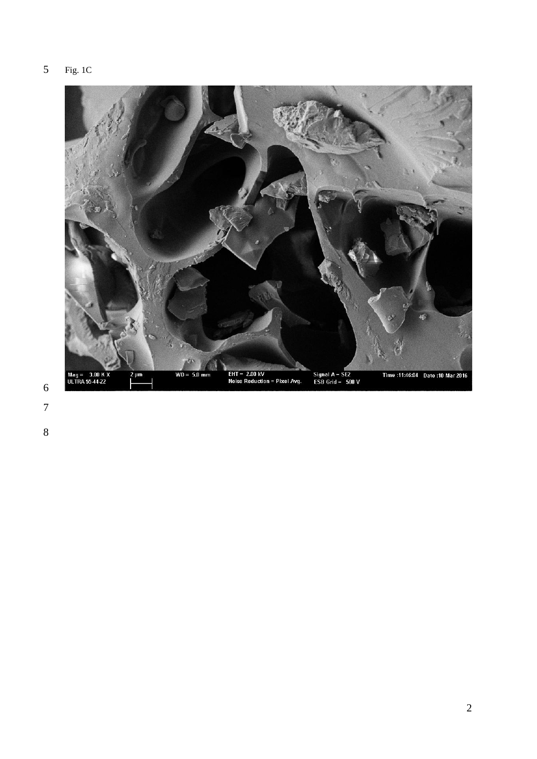Fig. 1C